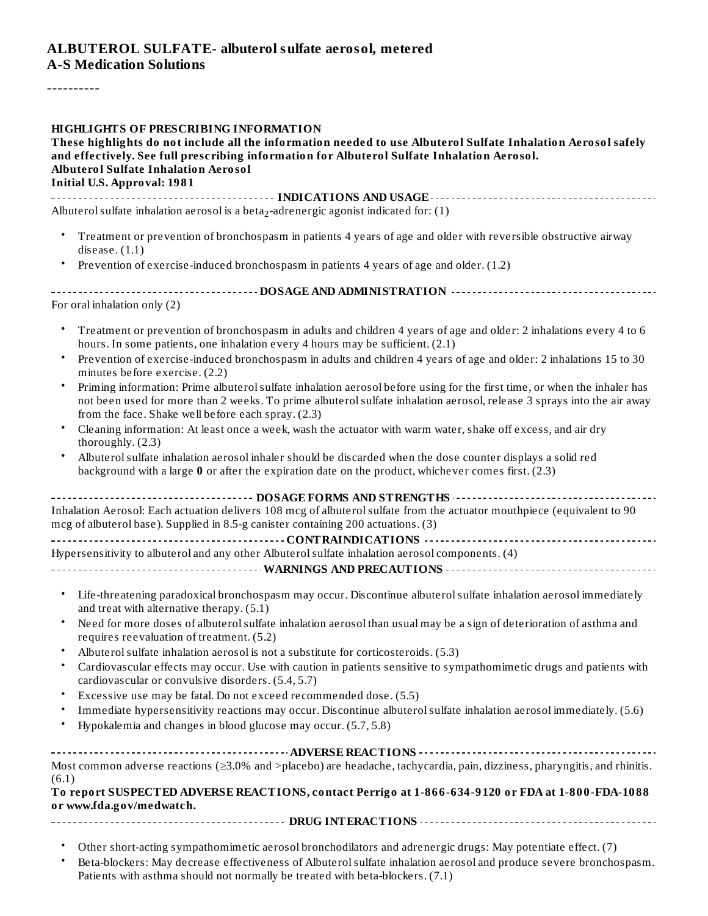# ALBUTEROL SULFATE- albuterol sulfate aerosol, metered
**A-S Medication Solutions**

----------

**HIGHLIGHTS OF PRESCRIBING INFORMATION**
**These highlights do not include all the information needed to use Albuterol Sulfate Inhalation Aerosol safely and effectively. See full prescribing information for Albuterol Sulfate Inhalation Aerosol.**
**Albuterol Sulfate Inhalation Aerosol**
**Initial U.S. Approval: 1981**

## INDICATIONS AND USAGE

Albuterol sulfate inhalation aerosol is a beta$_2$-adrenergic agonist indicated for: (1)

- Treatment or prevention of bronchospasm in patients 4 years of age and older with reversible obstructive airway disease. (1.1)
- Prevention of exercise-induced bronchospasm in patients 4 years of age and older. (1.2)

## DOSAGE AND ADMINISTRATION

For oral inhalation only (2)

- Treatment or prevention of bronchospasm in adults and children 4 years of age and older: 2 inhalations every 4 to 6 hours. In some patients, one inhalation every 4 hours may be sufficient. (2.1)
- Prevention of exercise-induced bronchospasm in adults and children 4 years of age and older: 2 inhalations 15 to 30 minutes before exercise. (2.2)
- Priming information: Prime albuterol sulfate inhalation aerosol before using for the first time, or when the inhaler has not been used for more than 2 weeks. To prime albuterol sulfate inhalation aerosol, release 3 sprays into the air away from the face. Shake well before each spray. (2.3)
- Cleaning information: At least once a week, wash the actuator with warm water, shake off excess, and air dry thoroughly. (2.3)
- Albuterol sulfate inhalation aerosol inhaler should be discarded when the dose counter displays a solid red background with a large **0** or after the expiration date on the product, whichever comes first. (2.3)

## DOSAGE FORMS AND STRENGTHS

Inhalation Aerosol: Each actuation delivers 108 mcg of albuterol sulfate from the actuator mouthpiece (equivalent to 90 mcg of albuterol base). Supplied in 8.5-g canister containing 200 actuations. (3)

## CONTRAINDICATIONS

Hypersensitivity to albuterol and any other Albuterol sulfate inhalation aerosol components. (4)

## WARNINGS AND PRECAUTIONS

- Life-threatening paradoxical bronchospasm may occur. Discontinue albuterol sulfate inhalation aerosol immediately and treat with alternative therapy. (5.1)
- Need for more doses of albuterol sulfate inhalation aerosol than usual may be a sign of deterioration of asthma and requires reevaluation of treatment. (5.2)
- Albuterol sulfate inhalation aerosol is not a substitute for corticosteroids. (5.3)
- Cardiovascular effects may occur. Use with caution in patients sensitive to sympathomimetic drugs and patients with cardiovascular or convulsive disorders. (5.4, 5.7)
- Excessive use may be fatal. Do not exceed recommended dose. (5.5)
- Immediate hypersensitivity reactions may occur. Discontinue albuterol sulfate inhalation aerosol immediately. (5.6)
- Hypokalemia and changes in blood glucose may occur. (5.7, 5.8)

## ADVERSE REACTIONS

Most common adverse reactions (≥3.0% and >placebo) are headache, tachycardia, pain, dizziness, pharyngitis, and rhinitis. (6.1)

**To report SUSPECTED ADVERSE REACTIONS, contact Perrigo at 1-866-634-9120 or FDA at 1-800-FDA-1088 or www.fda.gov/medwatch.**

## DRUG INTERACTIONS

- Other short-acting sympathomimetic aerosol bronchodilators and adrenergic drugs: May potentiate effect. (7)
- Beta-blockers: May decrease effectiveness of Albuterol sulfate inhalation aerosol and produce severe bronchospasm. Patients with asthma should not normally be treated with beta-blockers. (7.1)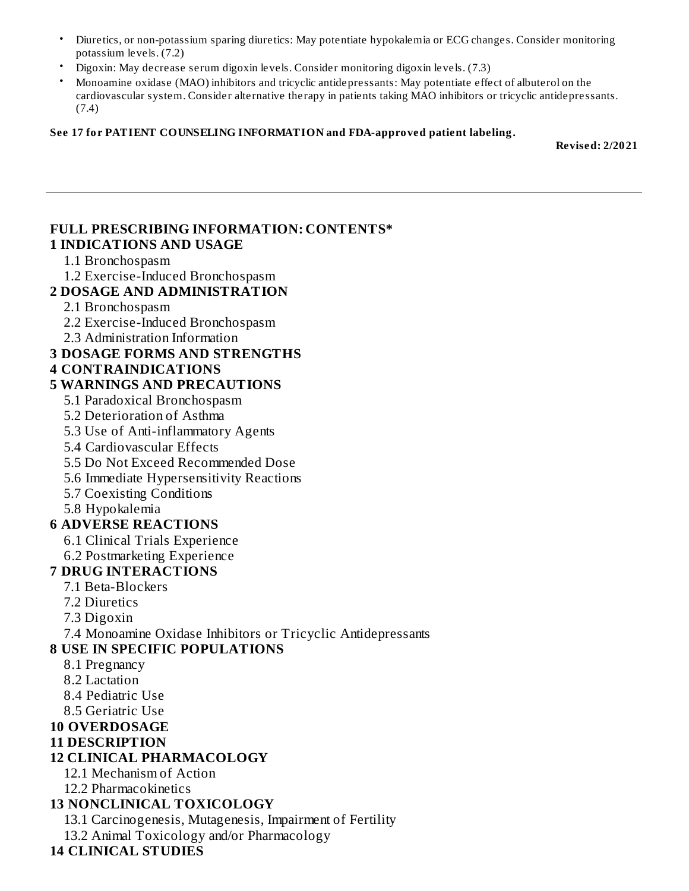- Diuretics, or non-potassium sparing diuretics: May potentiate hypokalemia or ECG changes. Consider monitoring potassium levels. (7.2)
- Digoxin: May decrease serum digoxin levels. Consider monitoring digoxin levels. (7.3)
- Monoamine oxidase (MAO) inhibitors and tricyclic antidepressants: May potentiate effect of albuterol on the cardiovascular system. Consider alternative therapy in patients taking MAO inhibitors or tricyclic antidepressants. (7.4)

**See 17 for PATIENT COUNSELING INFORMATION and FDA-approved patient labeling.**

**Revised: 2/2021**

---

## FULL PRESCRIBING INFORMATION: CONTENTS*

**1 INDICATIONS AND USAGE**

- 1.1 Bronchospasm
- 1.2 Exercise-Induced Bronchospasm

**2 DOSAGE AND ADMINISTRATION**

- 2.1 Bronchospasm
- 2.2 Exercise-Induced Bronchospasm
- 2.3 Administration Information

**3 DOSAGE FORMS AND STRENGTHS**

**4 CONTRAINDICATIONS**

**5 WARNINGS AND PRECAUTIONS**

- 5.1 Paradoxical Bronchospasm
- 5.2 Deterioration of Asthma
- 5.3 Use of Anti-inflammatory Agents
- 5.4 Cardiovascular Effects
- 5.5 Do Not Exceed Recommended Dose
- 5.6 Immediate Hypersensitivity Reactions
- 5.7 Coexisting Conditions
- 5.8 Hypokalemia

**6 ADVERSE REACTIONS**

- 6.1 Clinical Trials Experience
- 6.2 Postmarketing Experience

**7 DRUG INTERACTIONS**

- 7.1 Beta-Blockers
- 7.2 Diuretics
- 7.3 Digoxin
- 7.4 Monoamine Oxidase Inhibitors or Tricyclic Antidepressants

**8 USE IN SPECIFIC POPULATIONS**

- 8.1 Pregnancy
- 8.2 Lactation
- 8.4 Pediatric Use
- 8.5 Geriatric Use

**10 OVERDOSAGE**

**11 DESCRIPTION**

**12 CLINICAL PHARMACOLOGY**

- 12.1 Mechanism of Action
- 12.2 Pharmacokinetics

**13 NONCLINICAL TOXICOLOGY**

- 13.1 Carcinogenesis, Mutagenesis, Impairment of Fertility
- 13.2 Animal Toxicology and/or Pharmacology

**14 CLINICAL STUDIES**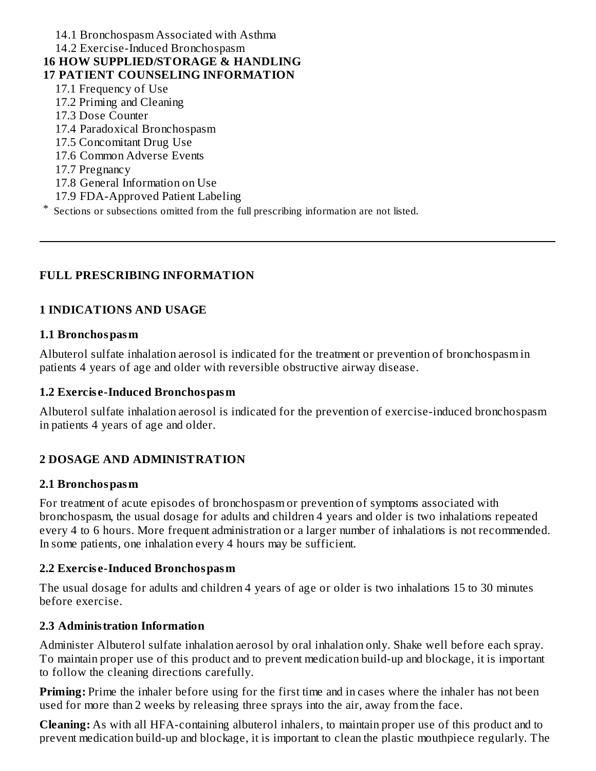14.1 Bronchospasm Associated with Asthma
14.2 Exercise-Induced Bronchospasm

**16 HOW SUPPLIED/STORAGE & HANDLING**

**17 PATIENT COUNSELING INFORMATION**

17.1 Frequency of Use
17.2 Priming and Cleaning
17.3 Dose Counter
17.4 Paradoxical Bronchospasm
17.5 Concomitant Drug Use
17.6 Common Adverse Events
17.7 Pregnancy
17.8 General Information on Use
17.9 FDA-Approved Patient Labeling

* Sections or subsections omitted from the full prescribing information are not listed.

---

# FULL PRESCRIBING INFORMATION

## 1 INDICATIONS AND USAGE

### 1.1 Bronchospasm

Albuterol sulfate inhalation aerosol is indicated for the treatment or prevention of bronchospasm in patients 4 years of age and older with reversible obstructive airway disease.

### 1.2 Exercise-Induced Bronchospasm

Albuterol sulfate inhalation aerosol is indicated for the prevention of exercise-induced bronchospasm in patients 4 years of age and older.

## 2 DOSAGE AND ADMINISTRATION

### 2.1 Bronchospasm

For treatment of acute episodes of bronchospasm or prevention of symptoms associated with bronchospasm, the usual dosage for adults and children 4 years and older is two inhalations repeated every 4 to 6 hours. More frequent administration or a larger number of inhalations is not recommended. In some patients, one inhalation every 4 hours may be sufficient.

### 2.2 Exercise-Induced Bronchospasm

The usual dosage for adults and children 4 years of age or older is two inhalations 15 to 30 minutes before exercise.

### 2.3 Administration Information

Administer Albuterol sulfate inhalation aerosol by oral inhalation only. Shake well before each spray. To maintain proper use of this product and to prevent medication build-up and blockage, it is important to follow the cleaning directions carefully.

**Priming:** Prime the inhaler before using for the first time and in cases where the inhaler has not been used for more than 2 weeks by releasing three sprays into the air, away from the face.

**Cleaning:** As with all HFA-containing albuterol inhalers, to maintain proper use of this product and to prevent medication build-up and blockage, it is important to clean the plastic mouthpiece regularly. The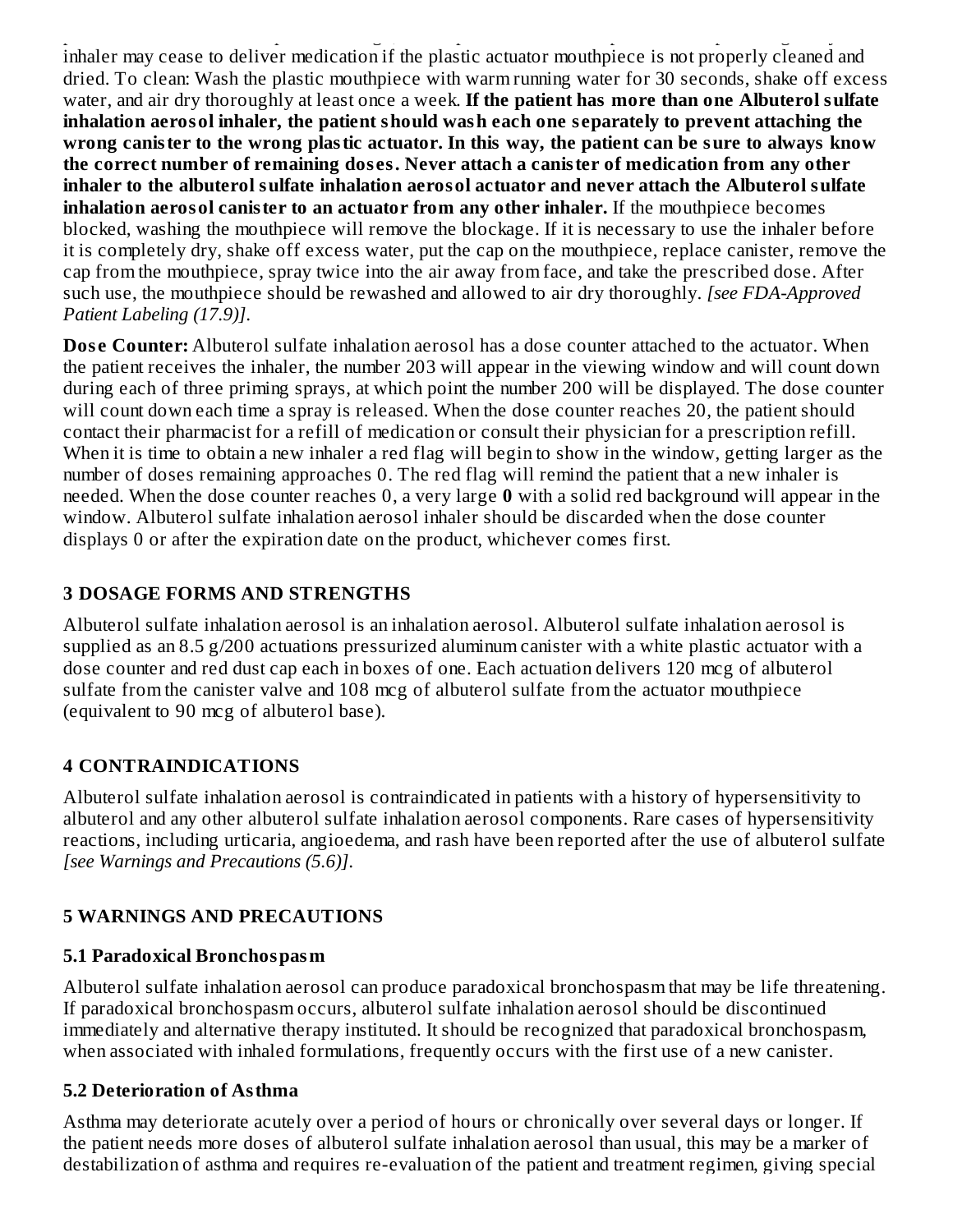inhaler may cease to deliver medication if the plastic actuator mouthpiece is not properly cleaned and dried. To clean: Wash the plastic mouthpiece with warm running water for 30 seconds, shake off excess water, and air dry thoroughly at least once a week. **If the patient has more than one Albuterol sulfate inhalation aerosol inhaler, the patient should wash each one separately to prevent attaching the wrong canister to the wrong plastic actuator. In this way, the patient can be sure to always know the correct number of remaining doses. Never attach a canister of medication from any other inhaler to the albuterol sulfate inhalation aerosol actuator and never attach the Albuterol sulfate inhalation aerosol canister to an actuator from any other inhaler.** If the mouthpiece becomes blocked, washing the mouthpiece will remove the blockage. If it is necessary to use the inhaler before it is completely dry, shake off excess water, put the cap on the mouthpiece, replace canister, remove the cap from the mouthpiece, spray twice into the air away from face, and take the prescribed dose. After such use, the mouthpiece should be rewashed and allowed to air dry thoroughly. *[see FDA-Approved Patient Labeling (17.9)]*.

**Dose Counter:** Albuterol sulfate inhalation aerosol has a dose counter attached to the actuator. When the patient receives the inhaler, the number 203 will appear in the viewing window and will count down during each of three priming sprays, at which point the number 200 will be displayed. The dose counter will count down each time a spray is released. When the dose counter reaches 20, the patient should contact their pharmacist for a refill of medication or consult their physician for a prescription refill. When it is time to obtain a new inhaler a red flag will begin to show in the window, getting larger as the number of doses remaining approaches 0. The red flag will remind the patient that a new inhaler is needed. When the dose counter reaches 0, a very large **0** with a solid red background will appear in the window. Albuterol sulfate inhalation aerosol inhaler should be discarded when the dose counter displays 0 or after the expiration date on the product, whichever comes first.

## 3 DOSAGE FORMS AND STRENGTHS

Albuterol sulfate inhalation aerosol is an inhalation aerosol. Albuterol sulfate inhalation aerosol is supplied as an 8.5 g/200 actuations pressurized aluminum canister with a white plastic actuator with a dose counter and red dust cap each in boxes of one. Each actuation delivers 120 mcg of albuterol sulfate from the canister valve and 108 mcg of albuterol sulfate from the actuator mouthpiece (equivalent to 90 mcg of albuterol base).

## 4 CONTRAINDICATIONS

Albuterol sulfate inhalation aerosol is contraindicated in patients with a history of hypersensitivity to albuterol and any other albuterol sulfate inhalation aerosol components. Rare cases of hypersensitivity reactions, including urticaria, angioedema, and rash have been reported after the use of albuterol sulfate *[see Warnings and Precautions (5.6)]*.

## 5 WARNINGS AND PRECAUTIONS

### 5.1 Paradoxical Bronchospasm

Albuterol sulfate inhalation aerosol can produce paradoxical bronchospasm that may be life threatening. If paradoxical bronchospasm occurs, albuterol sulfate inhalation aerosol should be discontinued immediately and alternative therapy instituted. It should be recognized that paradoxical bronchospasm, when associated with inhaled formulations, frequently occurs with the first use of a new canister.

### 5.2 Deterioration of Asthma

Asthma may deteriorate acutely over a period of hours or chronically over several days or longer. If the patient needs more doses of albuterol sulfate inhalation aerosol than usual, this may be a marker of destabilization of asthma and requires re-evaluation of the patient and treatment regimen, giving special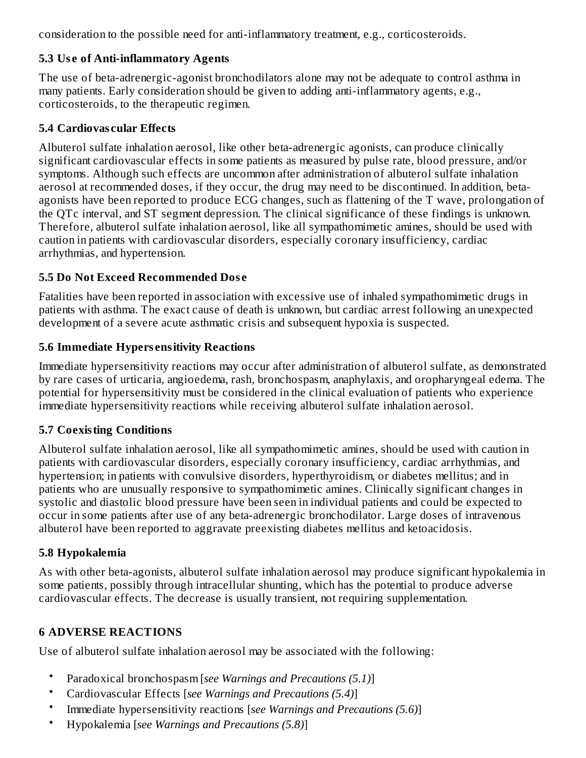consideration to the possible need for anti-inflammatory treatment, e.g., corticosteroids.

### 5.3 Use of Anti-inflammatory Agents

The use of beta-adrenergic-agonist bronchodilators alone may not be adequate to control asthma in many patients. Early consideration should be given to adding anti-inflammatory agents, e.g., corticosteroids, to the therapeutic regimen.

### 5.4 Cardiovascular Effects

Albuterol sulfate inhalation aerosol, like other beta-adrenergic agonists, can produce clinically significant cardiovascular effects in some patients as measured by pulse rate, blood pressure, and/or symptoms. Although such effects are uncommon after administration of albuterol sulfate inhalation aerosol at recommended doses, if they occur, the drug may need to be discontinued. In addition, beta-agonists have been reported to produce ECG changes, such as flattening of the T wave, prolongation of the QTc interval, and ST segment depression. The clinical significance of these findings is unknown. Therefore, albuterol sulfate inhalation aerosol, like all sympathomimetic amines, should be used with caution in patients with cardiovascular disorders, especially coronary insufficiency, cardiac arrhythmias, and hypertension.

### 5.5 Do Not Exceed Recommended Dose

Fatalities have been reported in association with excessive use of inhaled sympathomimetic drugs in patients with asthma. The exact cause of death is unknown, but cardiac arrest following an unexpected development of a severe acute asthmatic crisis and subsequent hypoxia is suspected.

### 5.6 Immediate Hypersensitivity Reactions

Immediate hypersensitivity reactions may occur after administration of albuterol sulfate, as demonstrated by rare cases of urticaria, angioedema, rash, bronchospasm, anaphylaxis, and oropharyngeal edema. The potential for hypersensitivity must be considered in the clinical evaluation of patients who experience immediate hypersensitivity reactions while receiving albuterol sulfate inhalation aerosol.

### 5.7 Coexisting Conditions

Albuterol sulfate inhalation aerosol, like all sympathomimetic amines, should be used with caution in patients with cardiovascular disorders, especially coronary insufficiency, cardiac arrhythmias, and hypertension; in patients with convulsive disorders, hyperthyroidism, or diabetes mellitus; and in patients who are unusually responsive to sympathomimetic amines. Clinically significant changes in systolic and diastolic blood pressure have been seen in individual patients and could be expected to occur in some patients after use of any beta-adrenergic bronchodilator. Large doses of intravenous albuterol have been reported to aggravate preexisting diabetes mellitus and ketoacidosis.

### 5.8 Hypokalemia

As with other beta-agonists, albuterol sulfate inhalation aerosol may produce significant hypokalemia in some patients, possibly through intracellular shunting, which has the potential to produce adverse cardiovascular effects. The decrease is usually transient, not requiring supplementation.

## 6 ADVERSE REACTIONS

Use of albuterol sulfate inhalation aerosol may be associated with the following:

- Paradoxical bronchospasm [*see Warnings and Precautions (5.1)*]
- Cardiovascular Effects [*see Warnings and Precautions (5.4)*]
- Immediate hypersensitivity reactions [*see Warnings and Precautions (5.6)*]
- Hypokalemia [*see Warnings and Precautions (5.8)*]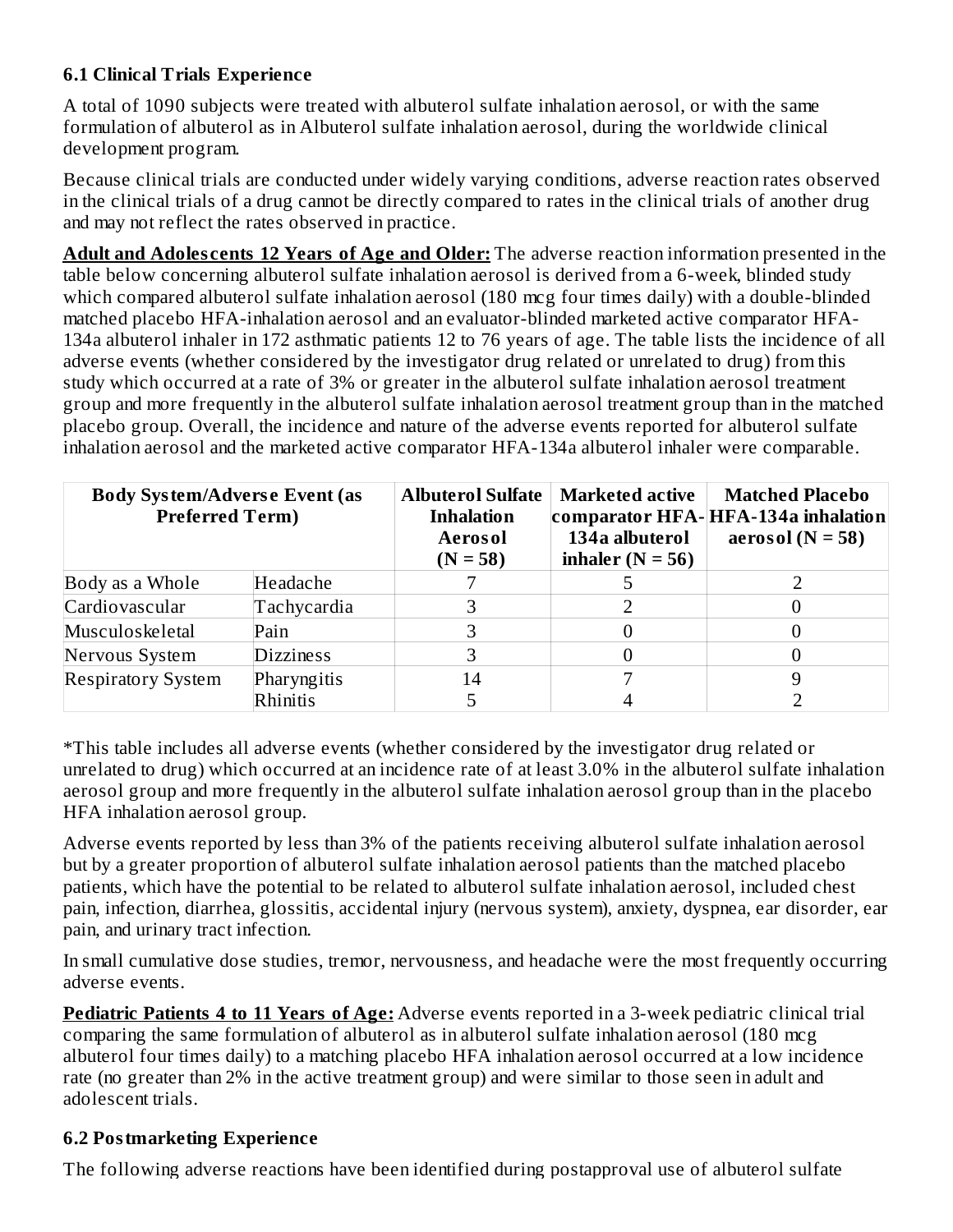### 6.1 Clinical Trials Experience

A total of 1090 subjects were treated with albuterol sulfate inhalation aerosol, or with the same formulation of albuterol as in Albuterol sulfate inhalation aerosol, during the worldwide clinical development program.

Because clinical trials are conducted under widely varying conditions, adverse reaction rates observed in the clinical trials of a drug cannot be directly compared to rates in the clinical trials of another drug and may not reflect the rates observed in practice.

**Adult and Adolescents 12 Years of Age and Older:** The adverse reaction information presented in the table below concerning albuterol sulfate inhalation aerosol is derived from a 6-week, blinded study which compared albuterol sulfate inhalation aerosol (180 mcg four times daily) with a double-blinded matched placebo HFA-inhalation aerosol and an evaluator-blinded marketed active comparator HFA-134a albuterol inhaler in 172 asthmatic patients 12 to 76 years of age. The table lists the incidence of all adverse events (whether considered by the investigator drug related or unrelated to drug) from this study which occurred at a rate of 3% or greater in the albuterol sulfate inhalation aerosol treatment group and more frequently in the albuterol sulfate inhalation aerosol treatment group than in the matched placebo group. Overall, the incidence and nature of the adverse events reported for albuterol sulfate inhalation aerosol and the marketed active comparator HFA-134a albuterol inhaler were comparable.

| Body System/Adverse Event (as Preferred Term) | | Albuterol Sulfate Inhalation Aerosol (N = 58) | Marketed active comparator HFA-134a albuterol inhaler (N = 56) | Matched Placebo HFA-134a inhalation aerosol (N = 58) |
|---|---|---|---|---|
| Body as a Whole | Headache | 7 | 5 | 2 |
| Cardiovascular | Tachycardia | 3 | 2 | 0 |
| Musculoskeletal | Pain | 3 | 0 | 0 |
| Nervous System | Dizziness | 3 | 0 | 0 |
| Respiratory System | Pharyngitis | 14 | 7 | 9 |
| | Rhinitis | 5 | 4 | 2 |

*This table includes all adverse events (whether considered by the investigator drug related or unrelated to drug) which occurred at an incidence rate of at least 3.0% in the albuterol sulfate inhalation aerosol group and more frequently in the albuterol sulfate inhalation aerosol group than in the placebo HFA inhalation aerosol group.

Adverse events reported by less than 3% of the patients receiving albuterol sulfate inhalation aerosol but by a greater proportion of albuterol sulfate inhalation aerosol patients than the matched placebo patients, which have the potential to be related to albuterol sulfate inhalation aerosol, included chest pain, infection, diarrhea, glossitis, accidental injury (nervous system), anxiety, dyspnea, ear disorder, ear pain, and urinary tract infection.

In small cumulative dose studies, tremor, nervousness, and headache were the most frequently occurring adverse events.

**Pediatric Patients 4 to 11 Years of Age:** Adverse events reported in a 3-week pediatric clinical trial comparing the same formulation of albuterol as in albuterol sulfate inhalation aerosol (180 mcg albuterol four times daily) to a matching placebo HFA inhalation aerosol occurred at a low incidence rate (no greater than 2% in the active treatment group) and were similar to those seen in adult and adolescent trials.

### 6.2 Postmarketing Experience

The following adverse reactions have been identified during postapproval use of albuterol sulfate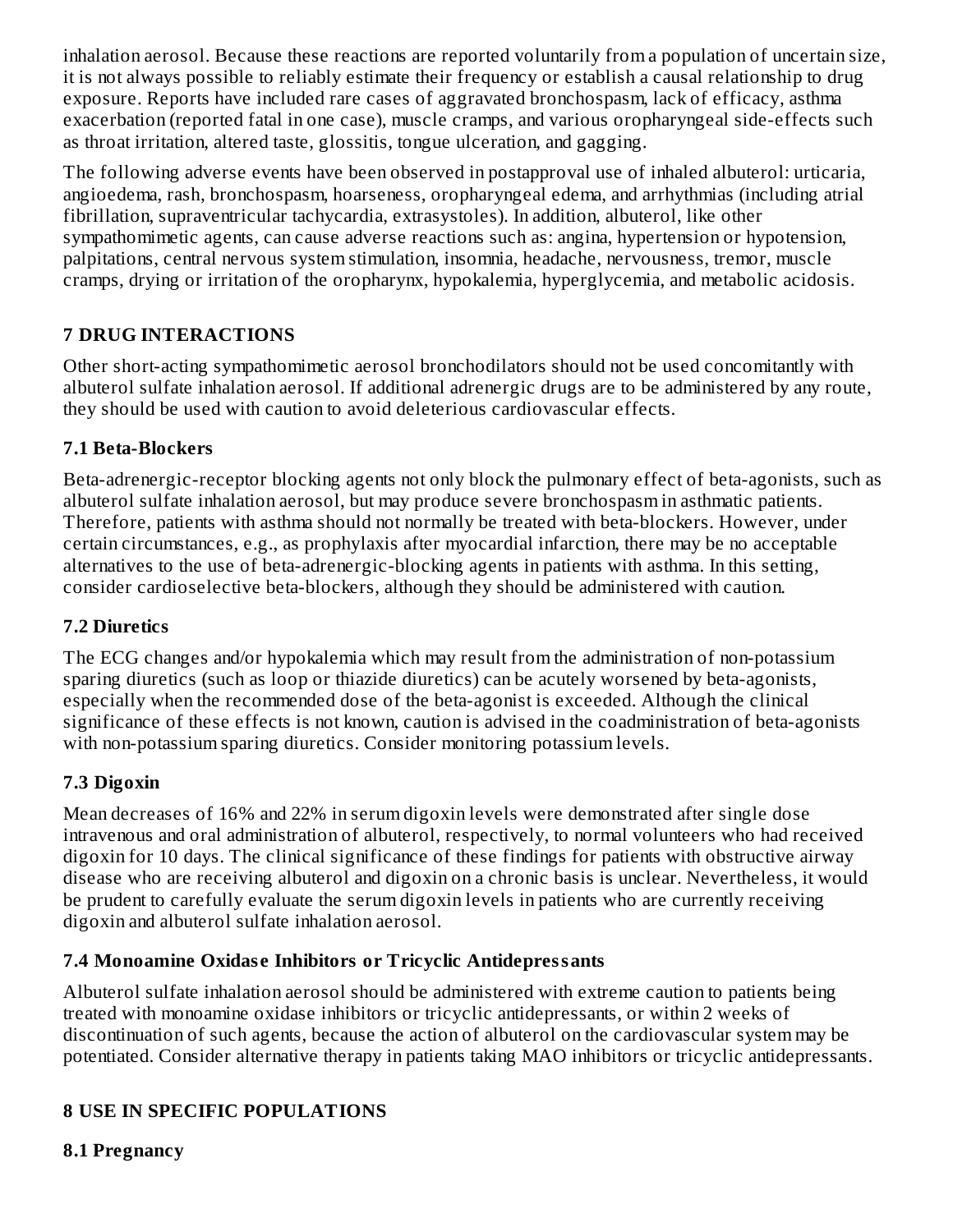inhalation aerosol. Because these reactions are reported voluntarily from a population of uncertain size, it is not always possible to reliably estimate their frequency or establish a causal relationship to drug exposure. Reports have included rare cases of aggravated bronchospasm, lack of efficacy, asthma exacerbation (reported fatal in one case), muscle cramps, and various oropharyngeal side-effects such as throat irritation, altered taste, glossitis, tongue ulceration, and gagging.

The following adverse events have been observed in postapproval use of inhaled albuterol: urticaria, angioedema, rash, bronchospasm, hoarseness, oropharyngeal edema, and arrhythmias (including atrial fibrillation, supraventricular tachycardia, extrasystoles). In addition, albuterol, like other sympathomimetic agents, can cause adverse reactions such as: angina, hypertension or hypotension, palpitations, central nervous system stimulation, insomnia, headache, nervousness, tremor, muscle cramps, drying or irritation of the oropharynx, hypokalemia, hyperglycemia, and metabolic acidosis.

## 7 DRUG INTERACTIONS

Other short-acting sympathomimetic aerosol bronchodilators should not be used concomitantly with albuterol sulfate inhalation aerosol. If additional adrenergic drugs are to be administered by any route, they should be used with caution to avoid deleterious cardiovascular effects.

### 7.1 Beta-Blockers

Beta-adrenergic-receptor blocking agents not only block the pulmonary effect of beta-agonists, such as albuterol sulfate inhalation aerosol, but may produce severe bronchospasm in asthmatic patients. Therefore, patients with asthma should not normally be treated with beta-blockers. However, under certain circumstances, e.g., as prophylaxis after myocardial infarction, there may be no acceptable alternatives to the use of beta-adrenergic-blocking agents in patients with asthma. In this setting, consider cardioselective beta-blockers, although they should be administered with caution.

### 7.2 Diuretics

The ECG changes and/or hypokalemia which may result from the administration of non-potassium sparing diuretics (such as loop or thiazide diuretics) can be acutely worsened by beta-agonists, especially when the recommended dose of the beta-agonist is exceeded. Although the clinical significance of these effects is not known, caution is advised in the coadministration of beta-agonists with non-potassium sparing diuretics. Consider monitoring potassium levels.

### 7.3 Digoxin

Mean decreases of 16% and 22% in serum digoxin levels were demonstrated after single dose intravenous and oral administration of albuterol, respectively, to normal volunteers who had received digoxin for 10 days. The clinical significance of these findings for patients with obstructive airway disease who are receiving albuterol and digoxin on a chronic basis is unclear. Nevertheless, it would be prudent to carefully evaluate the serum digoxin levels in patients who are currently receiving digoxin and albuterol sulfate inhalation aerosol.

### 7.4 Monoamine Oxidase Inhibitors or Tricyclic Antidepressants

Albuterol sulfate inhalation aerosol should be administered with extreme caution to patients being treated with monoamine oxidase inhibitors or tricyclic antidepressants, or within 2 weeks of discontinuation of such agents, because the action of albuterol on the cardiovascular system may be potentiated. Consider alternative therapy in patients taking MAO inhibitors or tricyclic antidepressants.

## 8 USE IN SPECIFIC POPULATIONS

### 8.1 Pregnancy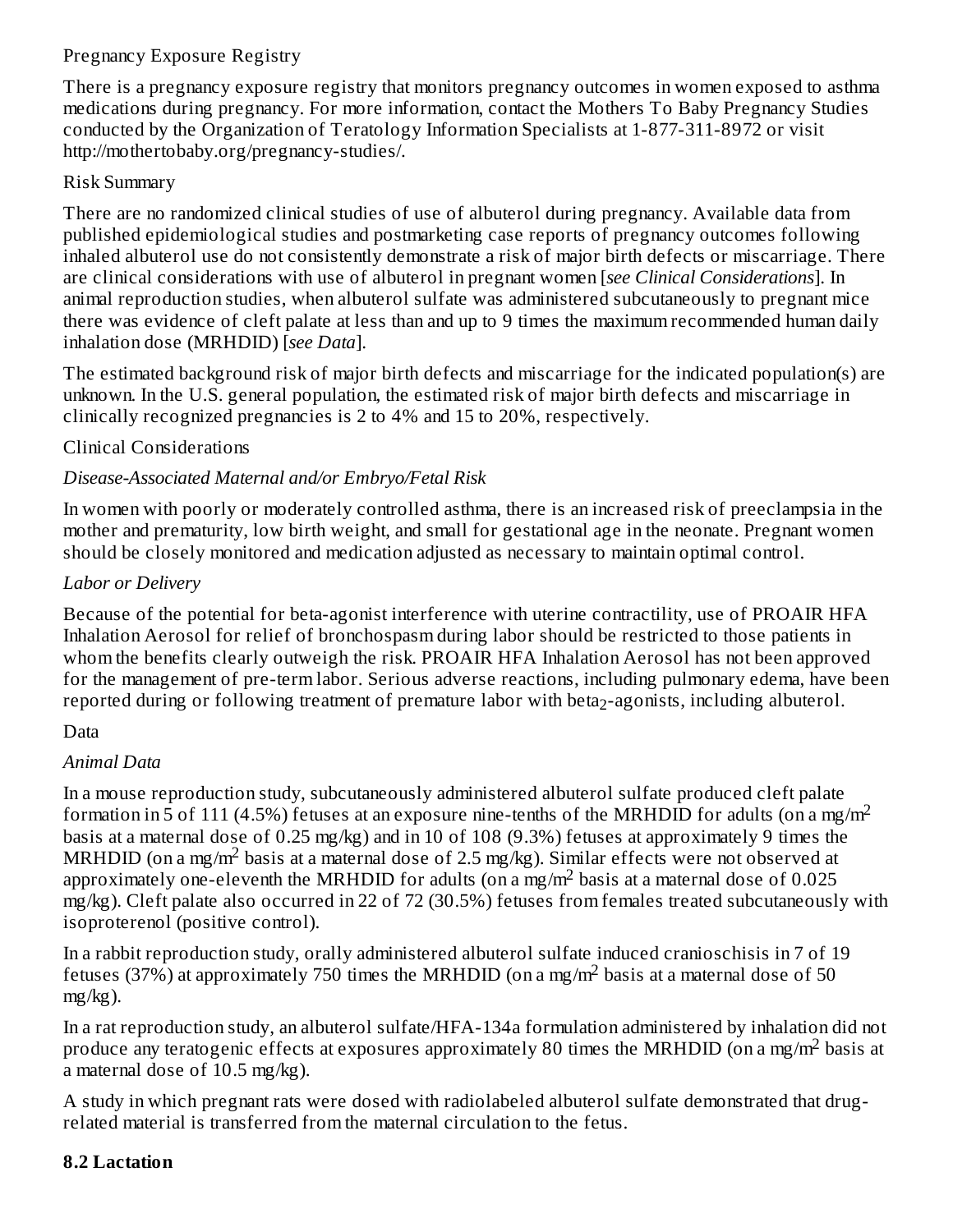Pregnancy Exposure Registry

There is a pregnancy exposure registry that monitors pregnancy outcomes in women exposed to asthma medications during pregnancy. For more information, contact the Mothers To Baby Pregnancy Studies conducted by the Organization of Teratology Information Specialists at 1-877-311-8972 or visit http://mothertobaby.org/pregnancy-studies/.

Risk Summary

There are no randomized clinical studies of use of albuterol during pregnancy. Available data from published epidemiological studies and postmarketing case reports of pregnancy outcomes following inhaled albuterol use do not consistently demonstrate a risk of major birth defects or miscarriage. There are clinical considerations with use of albuterol in pregnant women [*see Clinical Considerations*]. In animal reproduction studies, when albuterol sulfate was administered subcutaneously to pregnant mice there was evidence of cleft palate at less than and up to 9 times the maximum recommended human daily inhalation dose (MRHDID) [*see Data*].

The estimated background risk of major birth defects and miscarriage for the indicated population(s) are unknown. In the U.S. general population, the estimated risk of major birth defects and miscarriage in clinically recognized pregnancies is 2 to 4% and 15 to 20%, respectively.

Clinical Considerations

*Disease-Associated Maternal and/or Embryo/Fetal Risk*

In women with poorly or moderately controlled asthma, there is an increased risk of preeclampsia in the mother and prematurity, low birth weight, and small for gestational age in the neonate. Pregnant women should be closely monitored and medication adjusted as necessary to maintain optimal control.

*Labor or Delivery*

Because of the potential for beta-agonist interference with uterine contractility, use of PROAIR HFA Inhalation Aerosol for relief of bronchospasm during labor should be restricted to those patients in whom the benefits clearly outweigh the risk. PROAIR HFA Inhalation Aerosol has not been approved for the management of pre-term labor. Serious adverse reactions, including pulmonary edema, have been reported during or following treatment of premature labor with $beta_2$-agonists, including albuterol.

Data

*Animal Data*

In a mouse reproduction study, subcutaneously administered albuterol sulfate produced cleft palate formation in 5 of 111 (4.5%) fetuses at an exposure nine-tenths of the MRHDID for adults (on a $mg/m^2$ basis at a maternal dose of 0.25 mg/kg) and in 10 of 108 (9.3%) fetuses at approximately 9 times the MRHDID (on a $mg/m^2$ basis at a maternal dose of 2.5 mg/kg). Similar effects were not observed at approximately one-eleventh the MRHDID for adults (on a $mg/m^2$ basis at a maternal dose of 0.025 mg/kg). Cleft palate also occurred in 22 of 72 (30.5%) fetuses from females treated subcutaneously with isoproterenol (positive control).

In a rabbit reproduction study, orally administered albuterol sulfate induced cranioschisis in 7 of 19 fetuses (37%) at approximately 750 times the MRHDID (on a $mg/m^2$ basis at a maternal dose of 50 mg/kg).

In a rat reproduction study, an albuterol sulfate/HFA-134a formulation administered by inhalation did not produce any teratogenic effects at exposures approximately 80 times the MRHDID (on a $mg/m^2$ basis at a maternal dose of 10.5 mg/kg).

A study in which pregnant rats were dosed with radiolabeled albuterol sulfate demonstrated that drug-related material is transferred from the maternal circulation to the fetus.

**8.2 Lactation**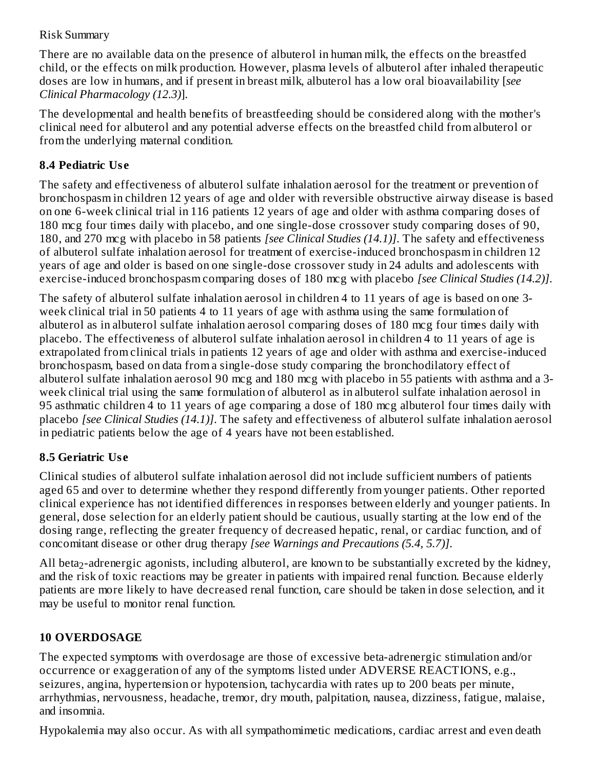Risk Summary

There are no available data on the presence of albuterol in human milk, the effects on the breastfed child, or the effects on milk production. However, plasma levels of albuterol after inhaled therapeutic doses are low in humans, and if present in breast milk, albuterol has a low oral bioavailability [*see Clinical Pharmacology (12.3)*].

The developmental and health benefits of breastfeeding should be considered along with the mother's clinical need for albuterol and any potential adverse effects on the breastfed child from albuterol or from the underlying maternal condition.

### 8.4 Pediatric Use

The safety and effectiveness of albuterol sulfate inhalation aerosol for the treatment or prevention of bronchospasm in children 12 years of age and older with reversible obstructive airway disease is based on one 6-week clinical trial in 116 patients 12 years of age and older with asthma comparing doses of 180 mcg four times daily with placebo, and one single-dose crossover study comparing doses of 90, 180, and 270 mcg with placebo in 58 patients *[see Clinical Studies (14.1)]*. The safety and effectiveness of albuterol sulfate inhalation aerosol for treatment of exercise-induced bronchospasm in children 12 years of age and older is based on one single-dose crossover study in 24 adults and adolescents with exercise-induced bronchospasm comparing doses of 180 mcg with placebo *[see Clinical Studies (14.2)]*.

The safety of albuterol sulfate inhalation aerosol in children 4 to 11 years of age is based on one 3-week clinical trial in 50 patients 4 to 11 years of age with asthma using the same formulation of albuterol as in albuterol sulfate inhalation aerosol comparing doses of 180 mcg four times daily with placebo. The effectiveness of albuterol sulfate inhalation aerosol in children 4 to 11 years of age is extrapolated from clinical trials in patients 12 years of age and older with asthma and exercise-induced bronchospasm, based on data from a single-dose study comparing the bronchodilatory effect of albuterol sulfate inhalation aerosol 90 mcg and 180 mcg with placebo in 55 patients with asthma and a 3-week clinical trial using the same formulation of albuterol as in albuterol sulfate inhalation aerosol in 95 asthmatic children 4 to 11 years of age comparing a dose of 180 mcg albuterol four times daily with placebo *[see Clinical Studies (14.1)]*. The safety and effectiveness of albuterol sulfate inhalation aerosol in pediatric patients below the age of 4 years have not been established.

### 8.5 Geriatric Use

Clinical studies of albuterol sulfate inhalation aerosol did not include sufficient numbers of patients aged 65 and over to determine whether they respond differently from younger patients. Other reported clinical experience has not identified differences in responses between elderly and younger patients. In general, dose selection for an elderly patient should be cautious, usually starting at the low end of the dosing range, reflecting the greater frequency of decreased hepatic, renal, or cardiac function, and of concomitant disease or other drug therapy *[see Warnings and Precautions (5.4, 5.7)]*.

All $beta_2$-adrenergic agonists, including albuterol, are known to be substantially excreted by the kidney, and the risk of toxic reactions may be greater in patients with impaired renal function. Because elderly patients are more likely to have decreased renal function, care should be taken in dose selection, and it may be useful to monitor renal function.

## 10 OVERDOSAGE

The expected symptoms with overdosage are those of excessive beta-adrenergic stimulation and/or occurrence or exaggeration of any of the symptoms listed under ADVERSE REACTIONS, e.g., seizures, angina, hypertension or hypotension, tachycardia with rates up to 200 beats per minute, arrhythmias, nervousness, headache, tremor, dry mouth, palpitation, nausea, dizziness, fatigue, malaise, and insomnia.

Hypokalemia may also occur. As with all sympathomimetic medications, cardiac arrest and even death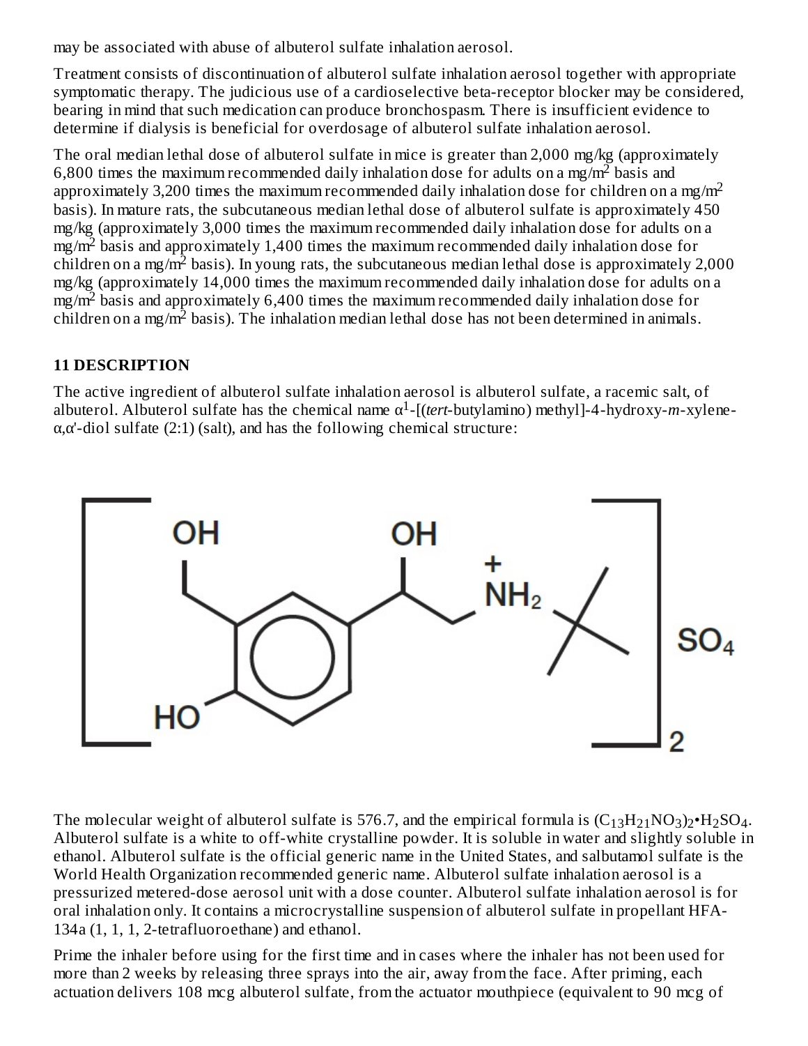may be associated with abuse of albuterol sulfate inhalation aerosol.

Treatment consists of discontinuation of albuterol sulfate inhalation aerosol together with appropriate symptomatic therapy. The judicious use of a cardioselective beta-receptor blocker may be considered, bearing in mind that such medication can produce bronchospasm. There is insufficient evidence to determine if dialysis is beneficial for overdosage of albuterol sulfate inhalation aerosol.

The oral median lethal dose of albuterol sulfate in mice is greater than 2,000 mg/kg (approximately 6,800 times the maximum recommended daily inhalation dose for adults on a mg/m$^2$ basis and approximately 3,200 times the maximum recommended daily inhalation dose for children on a mg/m$^2$ basis). In mature rats, the subcutaneous median lethal dose of albuterol sulfate is approximately 450 mg/kg (approximately 3,000 times the maximum recommended daily inhalation dose for adults on a mg/m$^2$ basis and approximately 1,400 times the maximum recommended daily inhalation dose for children on a mg/m$^2$ basis). In young rats, the subcutaneous median lethal dose is approximately 2,000 mg/kg (approximately 14,000 times the maximum recommended daily inhalation dose for adults on a mg/m$^2$ basis and approximately 6,400 times the maximum recommended daily inhalation dose for children on a mg/m$^2$ basis). The inhalation median lethal dose has not been determined in animals.

## 11 DESCRIPTION

The active ingredient of albuterol sulfate inhalation aerosol is albuterol sulfate, a racemic salt, of albuterol. Albuterol sulfate has the chemical name $\alpha^1$-[(*tert*-butylamino) methyl]-4-hydroxy-*m*-xylene-α,α'-diol sulfate (2:1) (salt), and has the following chemical structure:

The molecular weight of albuterol sulfate is 576.7, and the empirical formula is $(C_{13}H_{21}NO_3)_2 \bullet H_2SO_4$. Albuterol sulfate is a white to off-white crystalline powder. It is soluble in water and slightly soluble in ethanol. Albuterol sulfate is the official generic name in the United States, and salbutamol sulfate is the World Health Organization recommended generic name. Albuterol sulfate inhalation aerosol is a pressurized metered-dose aerosol unit with a dose counter. Albuterol sulfate inhalation aerosol is for oral inhalation only. It contains a microcrystalline suspension of albuterol sulfate in propellant HFA-134a (1, 1, 1, 2-tetrafluoroethane) and ethanol.

Prime the inhaler before using for the first time and in cases where the inhaler has not been used for more than 2 weeks by releasing three sprays into the air, away from the face. After priming, each actuation delivers 108 mcg albuterol sulfate, from the actuator mouthpiece (equivalent to 90 mcg of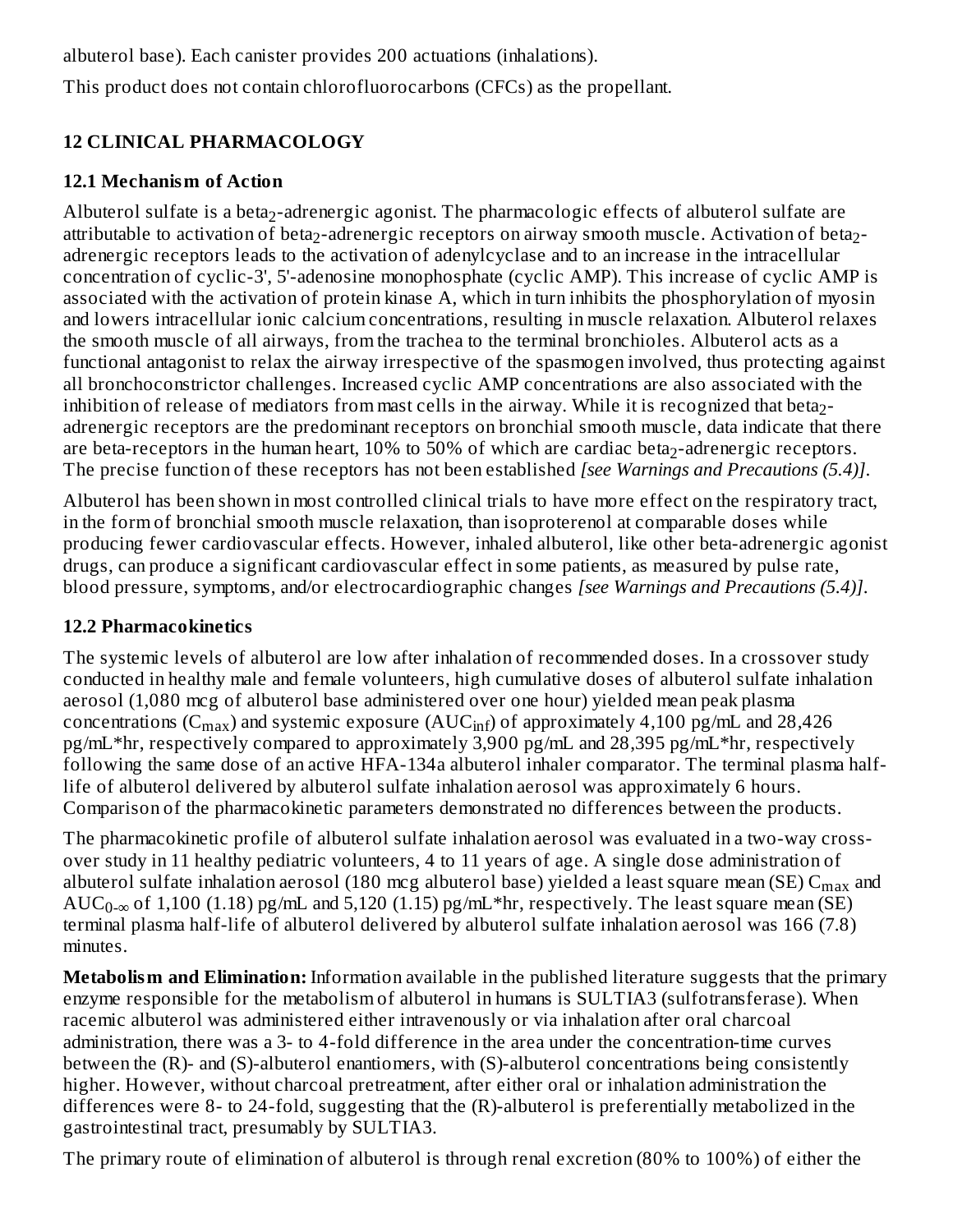albuterol base). Each canister provides 200 actuations (inhalations).

This product does not contain chlorofluorocarbons (CFCs) as the propellant.

## 12 CLINICAL PHARMACOLOGY

### 12.1 Mechanism of Action

Albuterol sulfate is a $beta_2$-adrenergic agonist. The pharmacologic effects of albuterol sulfate are attributable to activation of $beta_2$-adrenergic receptors on airway smooth muscle. Activation of $beta_2$-adrenergic receptors leads to the activation of adenylcyclase and to an increase in the intracellular concentration of cyclic-3', 5'-adenosine monophosphate (cyclic AMP). This increase of cyclic AMP is associated with the activation of protein kinase A, which in turn inhibits the phosphorylation of myosin and lowers intracellular ionic calcium concentrations, resulting in muscle relaxation. Albuterol relaxes the smooth muscle of all airways, from the trachea to the terminal bronchioles. Albuterol acts as a functional antagonist to relax the airway irrespective of the spasmogen involved, thus protecting against all bronchoconstrictor challenges. Increased cyclic AMP concentrations are also associated with the inhibition of release of mediators from mast cells in the airway. While it is recognized that $beta_2$-adrenergic receptors are the predominant receptors on bronchial smooth muscle, data indicate that there are beta-receptors in the human heart, 10% to 50% of which are cardiac $beta_2$-adrenergic receptors. The precise function of these receptors has not been established *[see Warnings and Precautions (5.4)]*.

Albuterol has been shown in most controlled clinical trials to have more effect on the respiratory tract, in the form of bronchial smooth muscle relaxation, than isoproterenol at comparable doses while producing fewer cardiovascular effects. However, inhaled albuterol, like other beta-adrenergic agonist drugs, can produce a significant cardiovascular effect in some patients, as measured by pulse rate, blood pressure, symptoms, and/or electrocardiographic changes *[see Warnings and Precautions (5.4)]*.

### 12.2 Pharmacokinetics

The systemic levels of albuterol are low after inhalation of recommended doses. In a crossover study conducted in healthy male and female volunteers, high cumulative doses of albuterol sulfate inhalation aerosol (1,080 mcg of albuterol base administered over one hour) yielded mean peak plasma concentrations ($C_{max}$) and systemic exposure ($AUC_{inf}$) of approximately 4,100 pg/mL and 28,426 pg/mL*hr, respectively compared to approximately 3,900 pg/mL and 28,395 pg/mL*hr, respectively following the same dose of an active HFA-134a albuterol inhaler comparator. The terminal plasma half-life of albuterol delivered by albuterol sulfate inhalation aerosol was approximately 6 hours. Comparison of the pharmacokinetic parameters demonstrated no differences between the products.

The pharmacokinetic profile of albuterol sulfate inhalation aerosol was evaluated in a two-way cross-over study in 11 healthy pediatric volunteers, 4 to 11 years of age. A single dose administration of albuterol sulfate inhalation aerosol (180 mcg albuterol base) yielded a least square mean (SE) $C_{max}$ and $AUC_{0-\infty}$ of 1,100 (1.18) pg/mL and 5,120 (1.15) pg/mL*hr, respectively. The least square mean (SE) terminal plasma half-life of albuterol delivered by albuterol sulfate inhalation aerosol was 166 (7.8) minutes.

**Metabolism and Elimination:** Information available in the published literature suggests that the primary enzyme responsible for the metabolism of albuterol in humans is SULTIA3 (sulfotransferase). When racemic albuterol was administered either intravenously or via inhalation after oral charcoal administration, there was a 3- to 4-fold difference in the area under the concentration-time curves between the (R)- and (S)-albuterol enantiomers, with (S)-albuterol concentrations being consistently higher. However, without charcoal pretreatment, after either oral or inhalation administration the differences were 8- to 24-fold, suggesting that the (R)-albuterol is preferentially metabolized in the gastrointestinal tract, presumably by SULTIA3.

The primary route of elimination of albuterol is through renal excretion (80% to 100%) of either the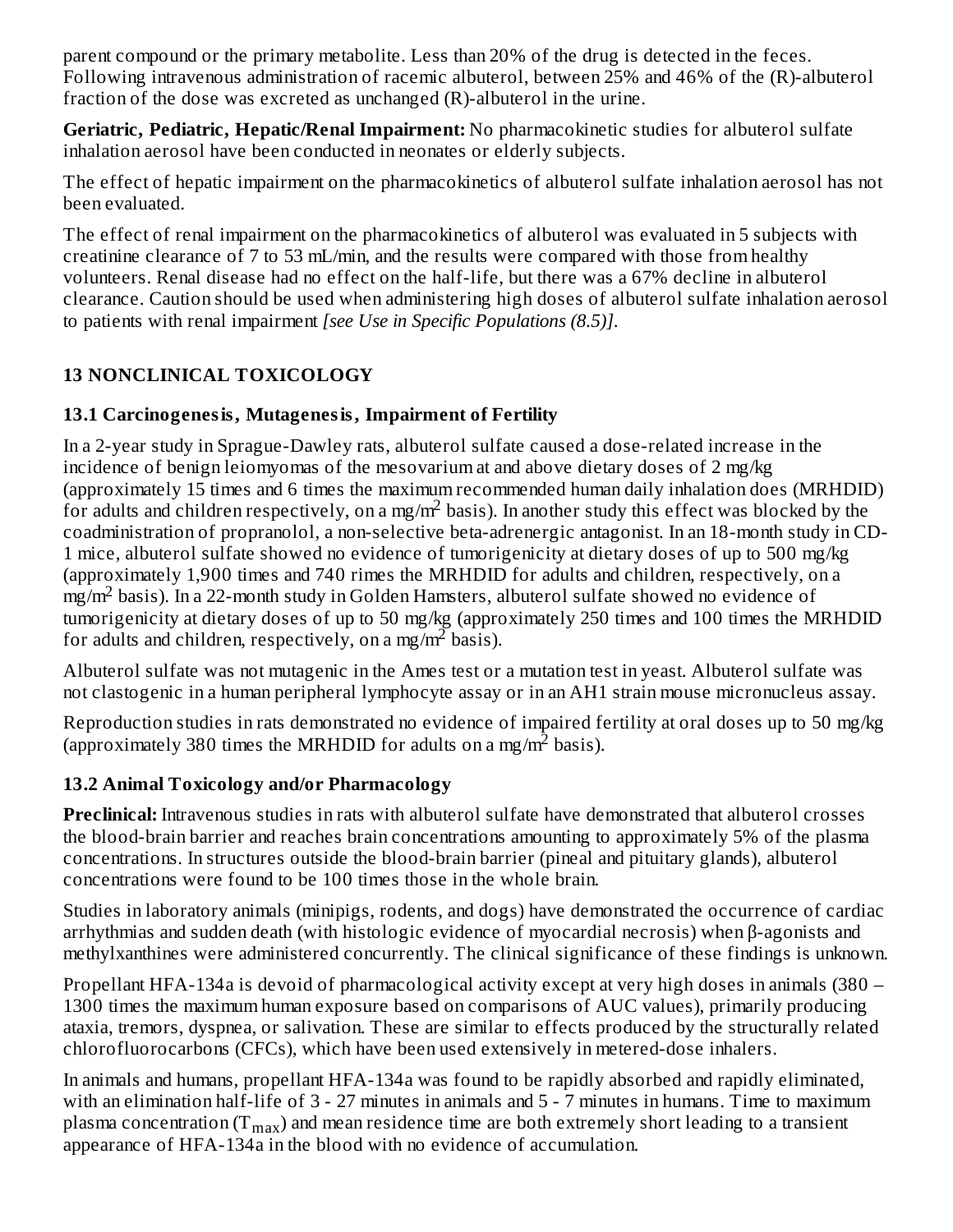parent compound or the primary metabolite. Less than 20% of the drug is detected in the feces. Following intravenous administration of racemic albuterol, between 25% and 46% of the (R)-albuterol fraction of the dose was excreted as unchanged (R)-albuterol in the urine.

**Geriatric, Pediatric, Hepatic/Renal Impairment:** No pharmacokinetic studies for albuterol sulfate inhalation aerosol have been conducted in neonates or elderly subjects.

The effect of hepatic impairment on the pharmacokinetics of albuterol sulfate inhalation aerosol has not been evaluated.

The effect of renal impairment on the pharmacokinetics of albuterol was evaluated in 5 subjects with creatinine clearance of 7 to 53 mL/min, and the results were compared with those from healthy volunteers. Renal disease had no effect on the half-life, but there was a 67% decline in albuterol clearance. Caution should be used when administering high doses of albuterol sulfate inhalation aerosol to patients with renal impairment *[see Use in Specific Populations (8.5)]*.

## 13 NONCLINICAL TOXICOLOGY

### 13.1 Carcinogenesis, Mutagenesis, Impairment of Fertility

In a 2-year study in Sprague-Dawley rats, albuterol sulfate caused a dose-related increase in the incidence of benign leiomyomas of the mesovarium at and above dietary doses of 2 mg/kg (approximately 15 times and 6 times the maximum recommended human daily inhalation does (MRHDID) for adults and children respectively, on a $mg/m^2$ basis). In another study this effect was blocked by the coadministration of propranolol, a non-selective beta-adrenergic antagonist. In an 18-month study in CD-1 mice, albuterol sulfate showed no evidence of tumorigenicity at dietary doses of up to 500 mg/kg (approximately 1,900 times and 740 rimes the MRHDID for adults and children, respectively, on a $mg/m^2$ basis). In a 22-month study in Golden Hamsters, albuterol sulfate showed no evidence of tumorigenicity at dietary doses of up to 50 mg/kg (approximately 250 times and 100 times the MRHDID for adults and children, respectively, on a $mg/m^2$ basis).

Albuterol sulfate was not mutagenic in the Ames test or a mutation test in yeast. Albuterol sulfate was not clastogenic in a human peripheral lymphocyte assay or in an AH1 strain mouse micronucleus assay.

Reproduction studies in rats demonstrated no evidence of impaired fertility at oral doses up to 50 mg/kg (approximately 380 times the MRHDID for adults on a $mg/m^2$ basis).

### 13.2 Animal Toxicology and/or Pharmacology

**Preclinical:** Intravenous studies in rats with albuterol sulfate have demonstrated that albuterol crosses the blood-brain barrier and reaches brain concentrations amounting to approximately 5% of the plasma concentrations. In structures outside the blood-brain barrier (pineal and pituitary glands), albuterol concentrations were found to be 100 times those in the whole brain.

Studies in laboratory animals (minipigs, rodents, and dogs) have demonstrated the occurrence of cardiac arrhythmias and sudden death (with histologic evidence of myocardial necrosis) when β-agonists and methylxanthines were administered concurrently. The clinical significance of these findings is unknown.

Propellant HFA-134a is devoid of pharmacological activity except at very high doses in animals (380 – 1300 times the maximum human exposure based on comparisons of AUC values), primarily producing ataxia, tremors, dyspnea, or salivation. These are similar to effects produced by the structurally related chlorofluorocarbons (CFCs), which have been used extensively in metered-dose inhalers.

In animals and humans, propellant HFA-134a was found to be rapidly absorbed and rapidly eliminated, with an elimination half-life of 3 - 27 minutes in animals and 5 - 7 minutes in humans. Time to maximum plasma concentration ($T_{max}$) and mean residence time are both extremely short leading to a transient appearance of HFA-134a in the blood with no evidence of accumulation.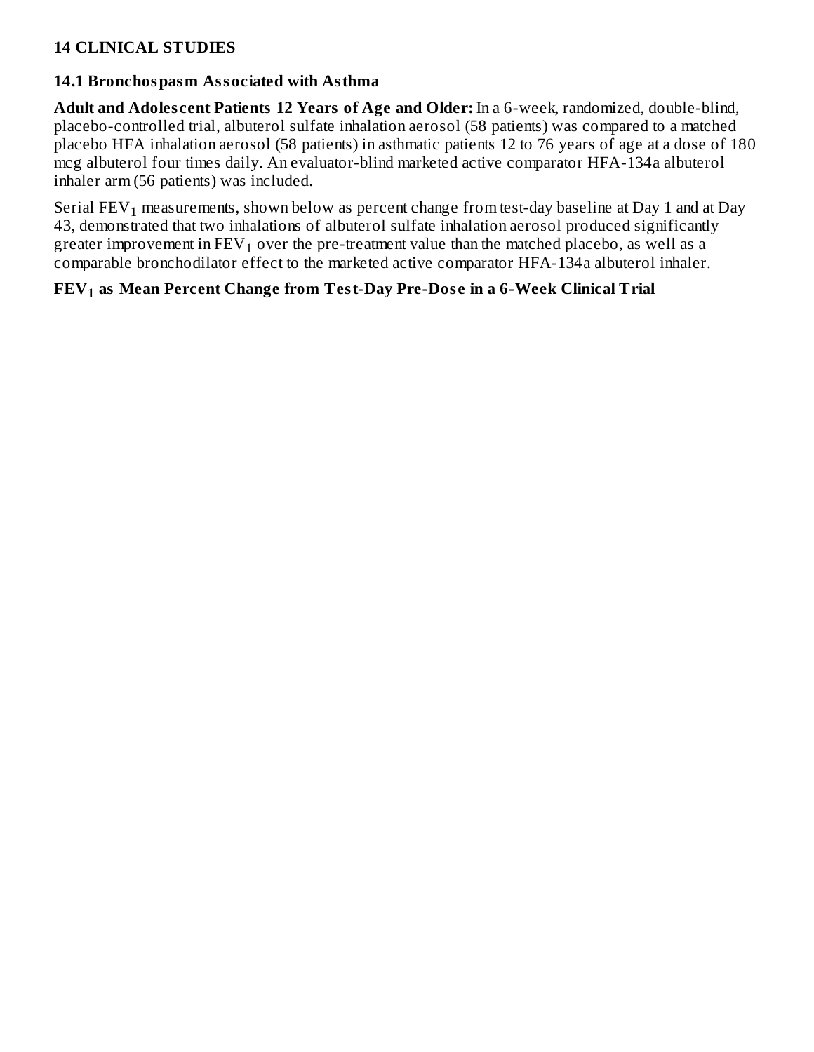## 14 CLINICAL STUDIES

### 14.1 Bronchospasm Associated with Asthma

**Adult and Adolescent Patients 12 Years of Age and Older:** In a 6-week, randomized, double-blind, placebo-controlled trial, albuterol sulfate inhalation aerosol (58 patients) was compared to a matched placebo HFA inhalation aerosol (58 patients) in asthmatic patients 12 to 76 years of age at a dose of 180 mcg albuterol four times daily. An evaluator-blind marketed active comparator HFA-134a albuterol inhaler arm (56 patients) was included.

Serial $FEV_1$ measurements, shown below as percent change from test-day baseline at Day 1 and at Day 43, demonstrated that two inhalations of albuterol sulfate inhalation aerosol produced significantly greater improvement in $FEV_1$ over the pre-treatment value than the matched placebo, as well as a comparable bronchodilator effect to the marketed active comparator HFA-134a albuterol inhaler.

**$FEV_1$ as Mean Percent Change from Test-Day Pre-Dose in a 6-Week Clinical Trial**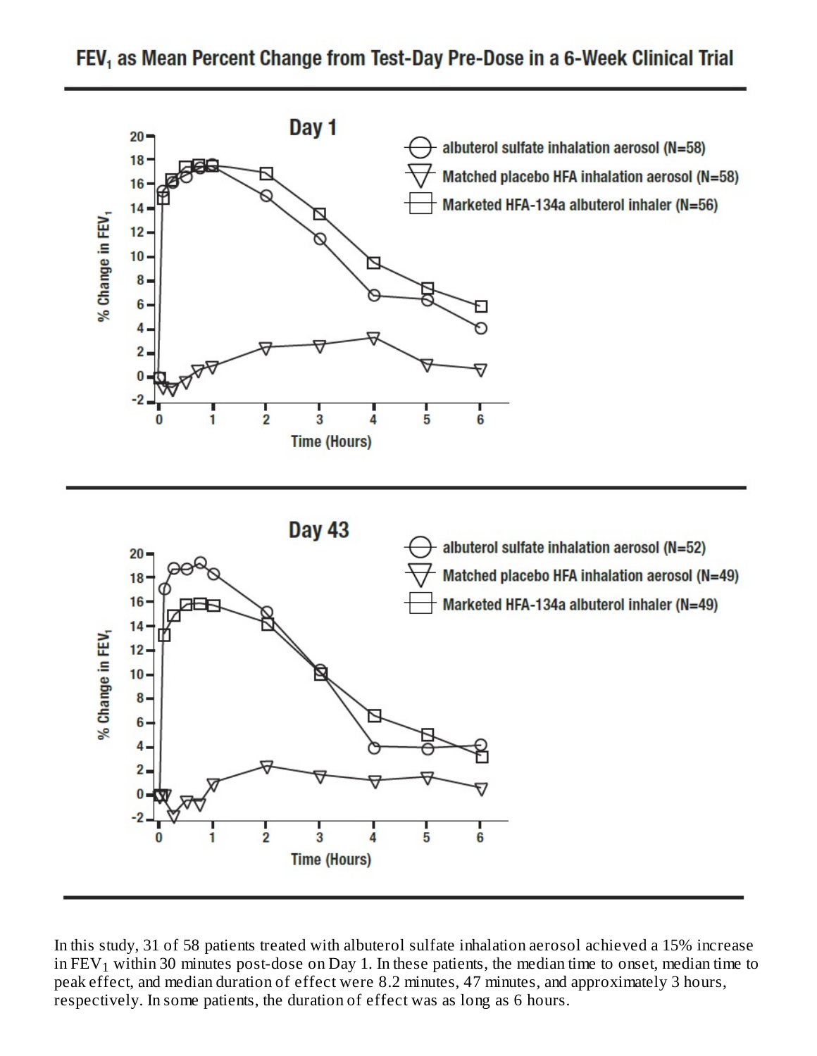**$FEV_1$ as Mean Percent Change from Test-Day Pre-Dose in a 6-Week Clinical Trial**

In this study, 31 of 58 patients treated with albuterol sulfate inhalation aerosol achieved a 15% increase in $FEV_1$ within 30 minutes post-dose on Day 1. In these patients, the median time to onset, median time to peak effect, and median duration of effect were 8.2 minutes, 47 minutes, and approximately 3 hours, respectively. In some patients, the duration of effect was as long as 6 hours.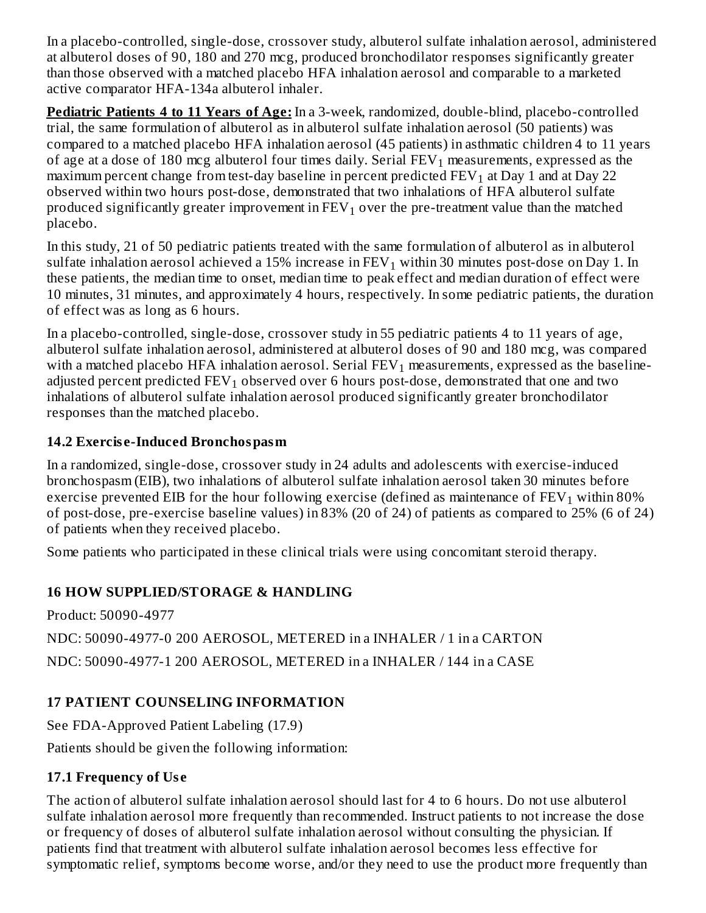In a placebo-controlled, single-dose, crossover study, albuterol sulfate inhalation aerosol, administered at albuterol doses of 90, 180 and 270 mcg, produced bronchodilator responses significantly greater than those observed with a matched placebo HFA inhalation aerosol and comparable to a marketed active comparator HFA-134a albuterol inhaler.

**Pediatric Patients 4 to 11 Years of Age:** In a 3-week, randomized, double-blind, placebo-controlled trial, the same formulation of albuterol as in albuterol sulfate inhalation aerosol (50 patients) was compared to a matched placebo HFA inhalation aerosol (45 patients) in asthmatic children 4 to 11 years of age at a dose of 180 mcg albuterol four times daily. Serial $FEV_1$ measurements, expressed as the maximum percent change from test-day baseline in percent predicted $FEV_1$ at Day 1 and at Day 22 observed within two hours post-dose, demonstrated that two inhalations of HFA albuterol sulfate produced significantly greater improvement in $FEV_1$ over the pre-treatment value than the matched placebo.

In this study, 21 of 50 pediatric patients treated with the same formulation of albuterol as in albuterol sulfate inhalation aerosol achieved a 15% increase in $FEV_1$ within 30 minutes post-dose on Day 1. In these patients, the median time to onset, median time to peak effect and median duration of effect were 10 minutes, 31 minutes, and approximately 4 hours, respectively. In some pediatric patients, the duration of effect was as long as 6 hours.

In a placebo-controlled, single-dose, crossover study in 55 pediatric patients 4 to 11 years of age, albuterol sulfate inhalation aerosol, administered at albuterol doses of 90 and 180 mcg, was compared with a matched placebo HFA inhalation aerosol. Serial $FEV_1$ measurements, expressed as the baseline-adjusted percent predicted $FEV_1$ observed over 6 hours post-dose, demonstrated that one and two inhalations of albuterol sulfate inhalation aerosol produced significantly greater bronchodilator responses than the matched placebo.

### 14.2 Exercise-Induced Bronchospasm

In a randomized, single-dose, crossover study in 24 adults and adolescents with exercise-induced bronchospasm (EIB), two inhalations of albuterol sulfate inhalation aerosol taken 30 minutes before exercise prevented EIB for the hour following exercise (defined as maintenance of $FEV_1$ within 80% of post-dose, pre-exercise baseline values) in 83% (20 of 24) of patients as compared to 25% (6 of 24) of patients when they received placebo.

Some patients who participated in these clinical trials were using concomitant steroid therapy.

## 16 HOW SUPPLIED/STORAGE & HANDLING

Product: 50090-4977

NDC: 50090-4977-0 200 AEROSOL, METERED in a INHALER / 1 in a CARTON

NDC: 50090-4977-1 200 AEROSOL, METERED in a INHALER / 144 in a CASE

## 17 PATIENT COUNSELING INFORMATION

See FDA-Approved Patient Labeling (17.9)

Patients should be given the following information:

### 17.1 Frequency of Use

The action of albuterol sulfate inhalation aerosol should last for 4 to 6 hours. Do not use albuterol sulfate inhalation aerosol more frequently than recommended. Instruct patients to not increase the dose or frequency of doses of albuterol sulfate inhalation aerosol without consulting the physician. If patients find that treatment with albuterol sulfate inhalation aerosol becomes less effective for symptomatic relief, symptoms become worse, and/or they need to use the product more frequently than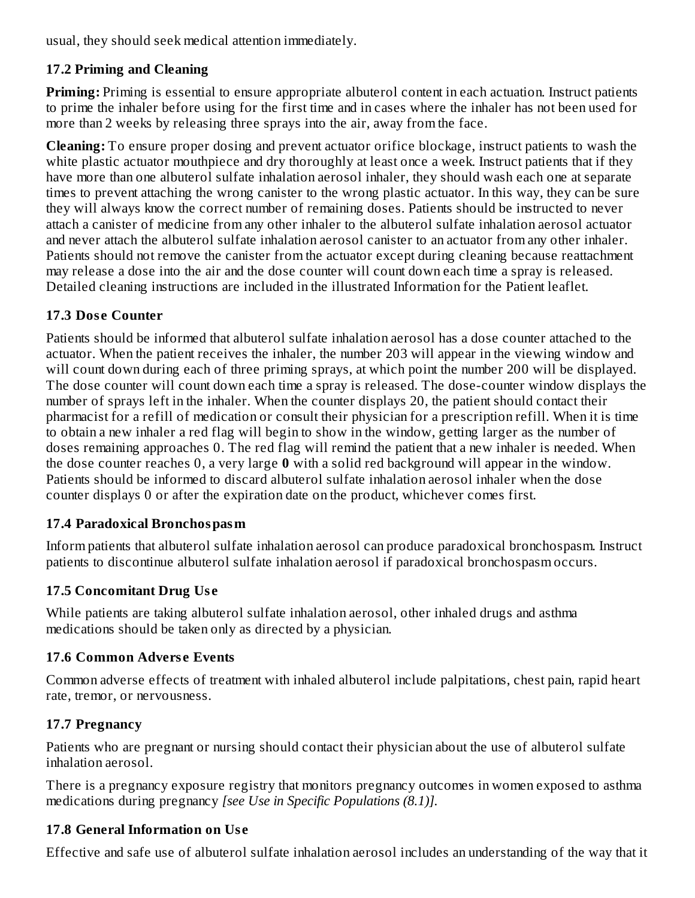usual, they should seek medical attention immediately.

### 17.2 Priming and Cleaning

**Priming:** Priming is essential to ensure appropriate albuterol content in each actuation. Instruct patients to prime the inhaler before using for the first time and in cases where the inhaler has not been used for more than 2 weeks by releasing three sprays into the air, away from the face.

**Cleaning:** To ensure proper dosing and prevent actuator orifice blockage, instruct patients to wash the white plastic actuator mouthpiece and dry thoroughly at least once a week. Instruct patients that if they have more than one albuterol sulfate inhalation aerosol inhaler, they should wash each one at separate times to prevent attaching the wrong canister to the wrong plastic actuator. In this way, they can be sure they will always know the correct number of remaining doses. Patients should be instructed to never attach a canister of medicine from any other inhaler to the albuterol sulfate inhalation aerosol actuator and never attach the albuterol sulfate inhalation aerosol canister to an actuator from any other inhaler. Patients should not remove the canister from the actuator except during cleaning because reattachment may release a dose into the air and the dose counter will count down each time a spray is released. Detailed cleaning instructions are included in the illustrated Information for the Patient leaflet.

### 17.3 Dose Counter

Patients should be informed that albuterol sulfate inhalation aerosol has a dose counter attached to the actuator. When the patient receives the inhaler, the number 203 will appear in the viewing window and will count down during each of three priming sprays, at which point the number 200 will be displayed. The dose counter will count down each time a spray is released. The dose-counter window displays the number of sprays left in the inhaler. When the counter displays 20, the patient should contact their pharmacist for a refill of medication or consult their physician for a prescription refill. When it is time to obtain a new inhaler a red flag will begin to show in the window, getting larger as the number of doses remaining approaches 0. The red flag will remind the patient that a new inhaler is needed. When the dose counter reaches 0, a very large **0** with a solid red background will appear in the window. Patients should be informed to discard albuterol sulfate inhalation aerosol inhaler when the dose counter displays 0 or after the expiration date on the product, whichever comes first.

### 17.4 Paradoxical Bronchospasm

Inform patients that albuterol sulfate inhalation aerosol can produce paradoxical bronchospasm. Instruct patients to discontinue albuterol sulfate inhalation aerosol if paradoxical bronchospasm occurs.

### 17.5 Concomitant Drug Use

While patients are taking albuterol sulfate inhalation aerosol, other inhaled drugs and asthma medications should be taken only as directed by a physician.

### 17.6 Common Adverse Events

Common adverse effects of treatment with inhaled albuterol include palpitations, chest pain, rapid heart rate, tremor, or nervousness.

### 17.7 Pregnancy

Patients who are pregnant or nursing should contact their physician about the use of albuterol sulfate inhalation aerosol.

There is a pregnancy exposure registry that monitors pregnancy outcomes in women exposed to asthma medications during pregnancy *[see Use in Specific Populations (8.1)].*

### 17.8 General Information on Use

Effective and safe use of albuterol sulfate inhalation aerosol includes an understanding of the way that it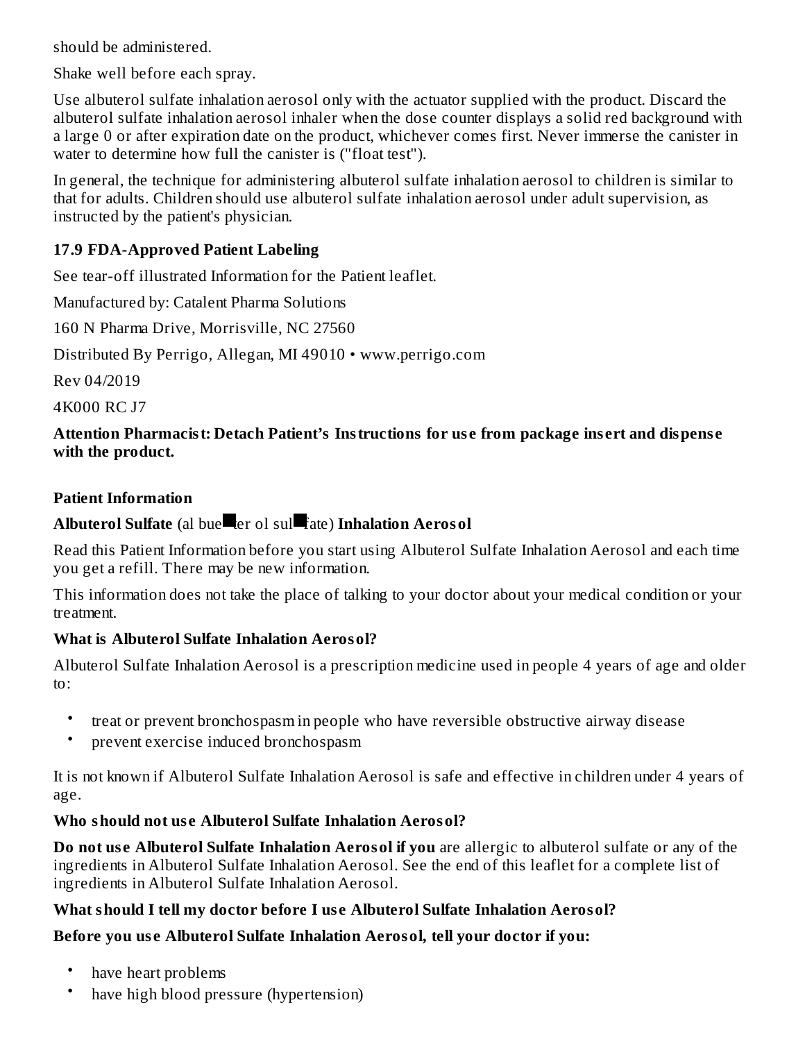should be administered.

Shake well before each spray.

Use albuterol sulfate inhalation aerosol only with the actuator supplied with the product. Discard the albuterol sulfate inhalation aerosol inhaler when the dose counter displays a solid red background with a large 0 or after expiration date on the product, whichever comes first. Never immerse the canister in water to determine how full the canister is ("float test").

In general, the technique for administering albuterol sulfate inhalation aerosol to children is similar to that for adults. Children should use albuterol sulfate inhalation aerosol under adult supervision, as instructed by the patient's physician.

### 17.9 FDA-Approved Patient Labeling

See tear-off illustrated Information for the Patient leaflet.

Manufactured by: Catalent Pharma Solutions

160 N Pharma Drive, Morrisville, NC 27560

Distributed By Perrigo, Allegan, MI 49010 • www.perrigo.com

Rev 04/2019

4K000 RC J7

**Attention Pharmacist: Detach Patient's Instructions for use from package insert and dispense with the product.**

**Patient Information**

**Albuterol Sulfate** (al bue■ter ol sul■fate) **Inhalation Aerosol**

Read this Patient Information before you start using Albuterol Sulfate Inhalation Aerosol and each time you get a refill. There may be new information.

This information does not take the place of talking to your doctor about your medical condition or your treatment.

**What is Albuterol Sulfate Inhalation Aerosol?**

Albuterol Sulfate Inhalation Aerosol is a prescription medicine used in people 4 years of age and older to:

- treat or prevent bronchospasm in people who have reversible obstructive airway disease
- prevent exercise induced bronchospasm

It is not known if Albuterol Sulfate Inhalation Aerosol is safe and effective in children under 4 years of age.

**Who should not use Albuterol Sulfate Inhalation Aerosol?**

**Do not use Albuterol Sulfate Inhalation Aerosol if you** are allergic to albuterol sulfate or any of the ingredients in Albuterol Sulfate Inhalation Aerosol. See the end of this leaflet for a complete list of ingredients in Albuterol Sulfate Inhalation Aerosol.

**What should I tell my doctor before I use Albuterol Sulfate Inhalation Aerosol?**

**Before you use Albuterol Sulfate Inhalation Aerosol, tell your doctor if you:**

- have heart problems
- have high blood pressure (hypertension)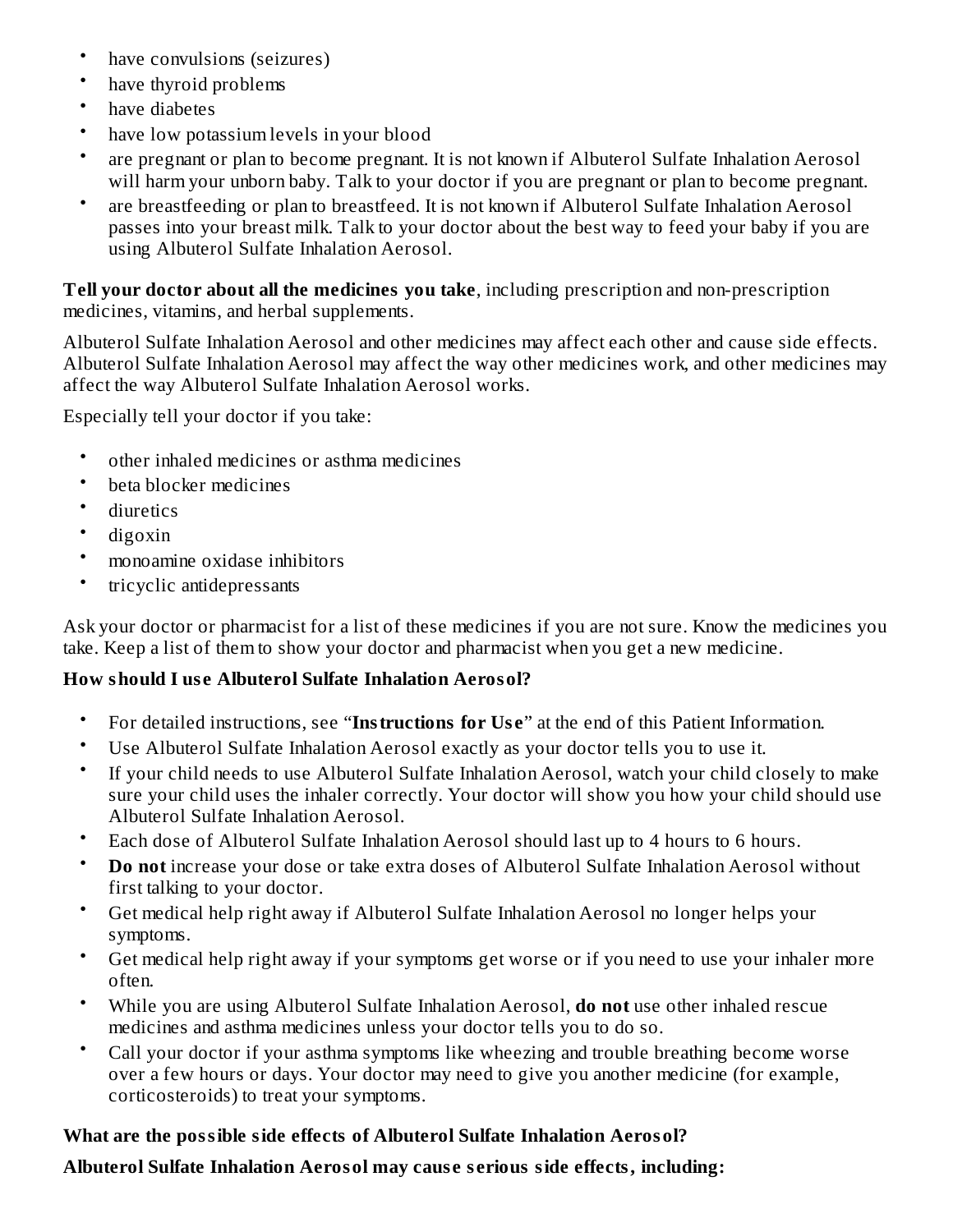- have convulsions (seizures)
- have thyroid problems
- have diabetes
- have low potassium levels in your blood
- are pregnant or plan to become pregnant. It is not known if Albuterol Sulfate Inhalation Aerosol will harm your unborn baby. Talk to your doctor if you are pregnant or plan to become pregnant.
- are breastfeeding or plan to breastfeed. It is not known if Albuterol Sulfate Inhalation Aerosol passes into your breast milk. Talk to your doctor about the best way to feed your baby if you are using Albuterol Sulfate Inhalation Aerosol.

**Tell your doctor about all the medicines you take**, including prescription and non-prescription medicines, vitamins, and herbal supplements.

Albuterol Sulfate Inhalation Aerosol and other medicines may affect each other and cause side effects. Albuterol Sulfate Inhalation Aerosol may affect the way other medicines work, and other medicines may affect the way Albuterol Sulfate Inhalation Aerosol works.

Especially tell your doctor if you take:

- other inhaled medicines or asthma medicines
- beta blocker medicines
- diuretics
- digoxin
- monoamine oxidase inhibitors
- tricyclic antidepressants

Ask your doctor or pharmacist for a list of these medicines if you are not sure. Know the medicines you take. Keep a list of them to show your doctor and pharmacist when you get a new medicine.

**How should I use Albuterol Sulfate Inhalation Aerosol?**

- For detailed instructions, see "**Instructions for Use**" at the end of this Patient Information.
- Use Albuterol Sulfate Inhalation Aerosol exactly as your doctor tells you to use it.
- If your child needs to use Albuterol Sulfate Inhalation Aerosol, watch your child closely to make sure your child uses the inhaler correctly. Your doctor will show you how your child should use Albuterol Sulfate Inhalation Aerosol.
- Each dose of Albuterol Sulfate Inhalation Aerosol should last up to 4 hours to 6 hours.
- **Do not** increase your dose or take extra doses of Albuterol Sulfate Inhalation Aerosol without first talking to your doctor.
- Get medical help right away if Albuterol Sulfate Inhalation Aerosol no longer helps your symptoms.
- Get medical help right away if your symptoms get worse or if you need to use your inhaler more often.
- While you are using Albuterol Sulfate Inhalation Aerosol, **do not** use other inhaled rescue medicines and asthma medicines unless your doctor tells you to do so.
- Call your doctor if your asthma symptoms like wheezing and trouble breathing become worse over a few hours or days. Your doctor may need to give you another medicine (for example, corticosteroids) to treat your symptoms.

**What are the possible side effects of Albuterol Sulfate Inhalation Aerosol?**

**Albuterol Sulfate Inhalation Aerosol may cause serious side effects, including:**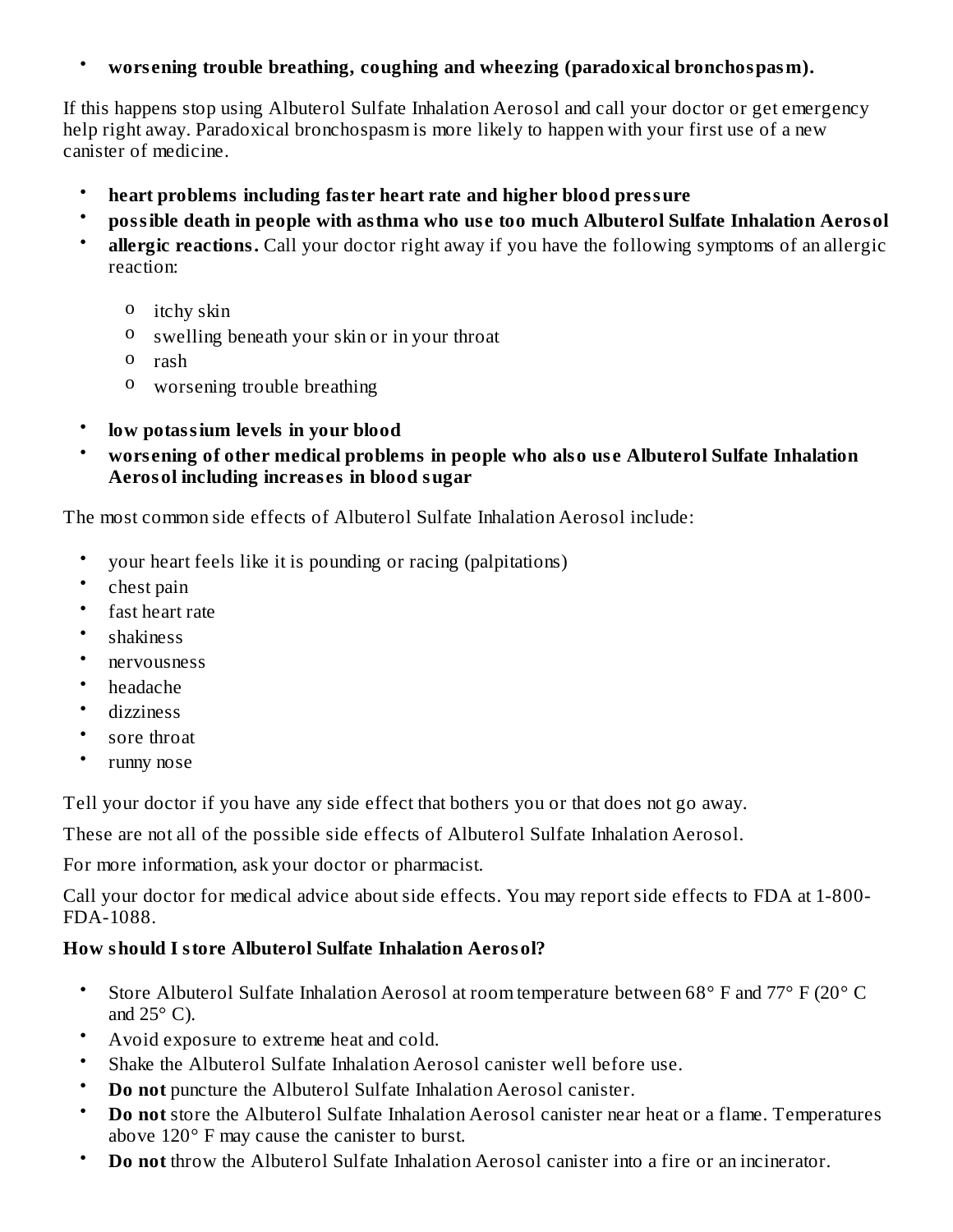- **worsening trouble breathing, coughing and wheezing (paradoxical bronchospasm).**

If this happens stop using Albuterol Sulfate Inhalation Aerosol and call your doctor or get emergency help right away. Paradoxical bronchospasm is more likely to happen with your first use of a new canister of medicine.

- **heart problems including faster heart rate and higher blood pressure**
- **possible death in people with asthma who use too much Albuterol Sulfate Inhalation Aerosol**
- **allergic reactions.** Call your doctor right away if you have the following symptoms of an allergic reaction:
  - itchy skin
  - swelling beneath your skin or in your throat
  - rash
  - worsening trouble breathing
- **low potassium levels in your blood**
- **worsening of other medical problems in people who also use Albuterol Sulfate Inhalation Aerosol including increases in blood sugar**

The most common side effects of Albuterol Sulfate Inhalation Aerosol include:

- your heart feels like it is pounding or racing (palpitations)
- chest pain
- fast heart rate
- shakiness
- nervousness
- headache
- dizziness
- sore throat
- runny nose

Tell your doctor if you have any side effect that bothers you or that does not go away.

These are not all of the possible side effects of Albuterol Sulfate Inhalation Aerosol.

For more information, ask your doctor or pharmacist.

Call your doctor for medical advice about side effects. You may report side effects to FDA at 1-800-FDA-1088.

**How should I store Albuterol Sulfate Inhalation Aerosol?**

- Store Albuterol Sulfate Inhalation Aerosol at room temperature between 68° F and 77° F (20° C and 25° C).
- Avoid exposure to extreme heat and cold.
- Shake the Albuterol Sulfate Inhalation Aerosol canister well before use.
- **Do not** puncture the Albuterol Sulfate Inhalation Aerosol canister.
- **Do not** store the Albuterol Sulfate Inhalation Aerosol canister near heat or a flame. Temperatures above 120° F may cause the canister to burst.
- **Do not** throw the Albuterol Sulfate Inhalation Aerosol canister into a fire or an incinerator.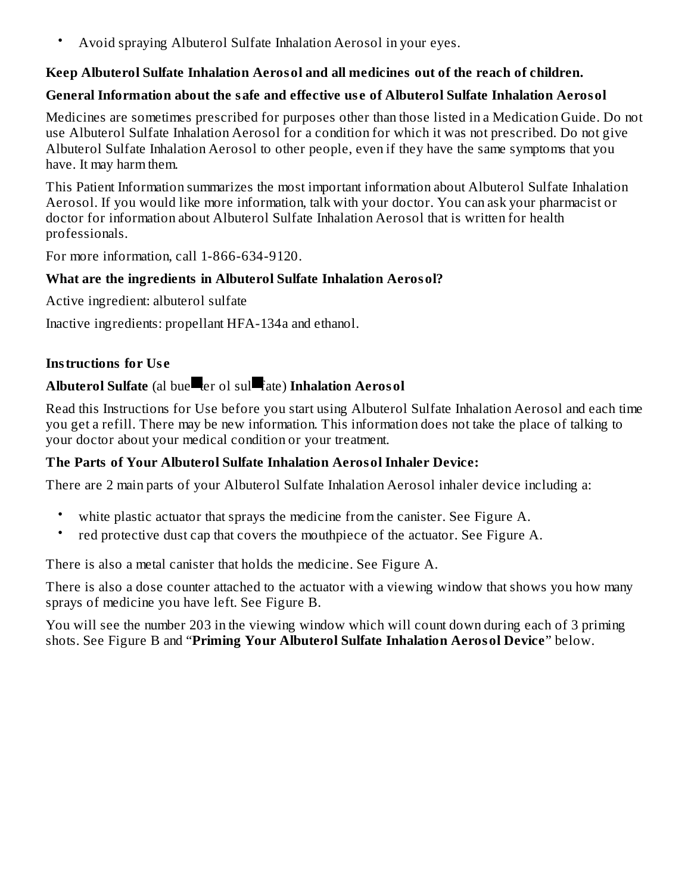- Avoid spraying Albuterol Sulfate Inhalation Aerosol in your eyes.

**Keep Albuterol Sulfate Inhalation Aerosol and all medicines out of the reach of children.**

**General Information about the safe and effective use of Albuterol Sulfate Inhalation Aerosol**

Medicines are sometimes prescribed for purposes other than those listed in a Medication Guide. Do not use Albuterol Sulfate Inhalation Aerosol for a condition for which it was not prescribed. Do not give Albuterol Sulfate Inhalation Aerosol to other people, even if they have the same symptoms that you have. It may harm them.

This Patient Information summarizes the most important information about Albuterol Sulfate Inhalation Aerosol. If you would like more information, talk with your doctor. You can ask your pharmacist or doctor for information about Albuterol Sulfate Inhalation Aerosol that is written for health professionals.

For more information, call 1-866-634-9120.

**What are the ingredients in Albuterol Sulfate Inhalation Aerosol?**

Active ingredient: albuterol sulfate

Inactive ingredients: propellant HFA-134a and ethanol.

**Instructions for Use**

**Albuterol Sulfate** (al bue■ter ol sul■fate) **Inhalation Aerosol**

Read this Instructions for Use before you start using Albuterol Sulfate Inhalation Aerosol and each time you get a refill. There may be new information. This information does not take the place of talking to your doctor about your medical condition or your treatment.

**The Parts of Your Albuterol Sulfate Inhalation Aerosol Inhaler Device:**

There are 2 main parts of your Albuterol Sulfate Inhalation Aerosol inhaler device including a:

- white plastic actuator that sprays the medicine from the canister. See Figure A.
- red protective dust cap that covers the mouthpiece of the actuator. See Figure A.

There is also a metal canister that holds the medicine. See Figure A.

There is also a dose counter attached to the actuator with a viewing window that shows you how many sprays of medicine you have left. See Figure B.

You will see the number 203 in the viewing window which will count down during each of 3 priming shots. See Figure B and "**Priming Your Albuterol Sulfate Inhalation Aerosol Device**" below.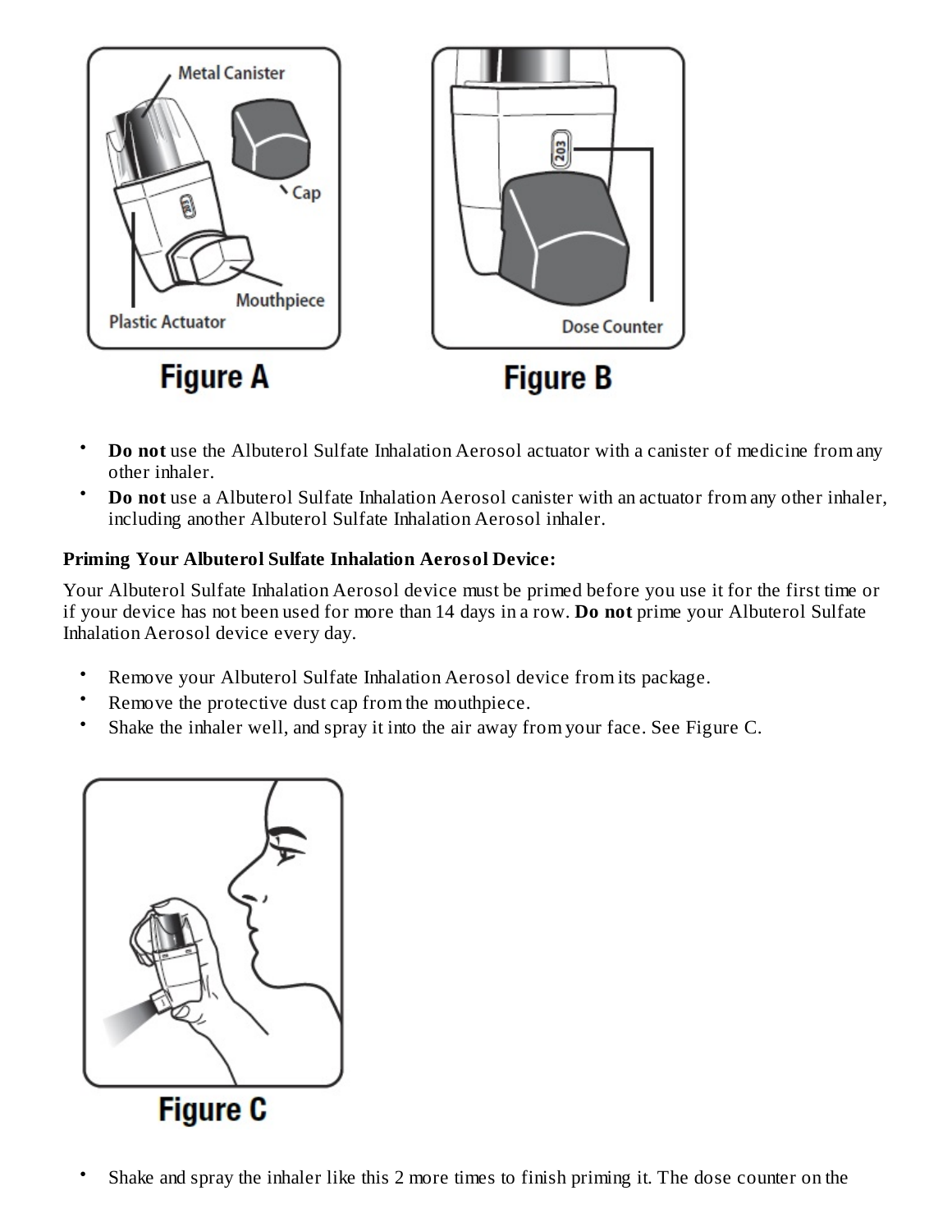Figure A

Figure B

- **Do not** use the Albuterol Sulfate Inhalation Aerosol actuator with a canister of medicine from any other inhaler.
- **Do not** use a Albuterol Sulfate Inhalation Aerosol canister with an actuator from any other inhaler, including another Albuterol Sulfate Inhalation Aerosol inhaler.

**Priming Your Albuterol Sulfate Inhalation Aerosol Device:**

Your Albuterol Sulfate Inhalation Aerosol device must be primed before you use it for the first time or if your device has not been used for more than 14 days in a row. **Do not** prime your Albuterol Sulfate Inhalation Aerosol device every day.

- Remove your Albuterol Sulfate Inhalation Aerosol device from its package.
- Remove the protective dust cap from the mouthpiece.
- Shake the inhaler well, and spray it into the air away from your face. See Figure C.

Figure C

- Shake and spray the inhaler like this 2 more times to finish priming it. The dose counter on the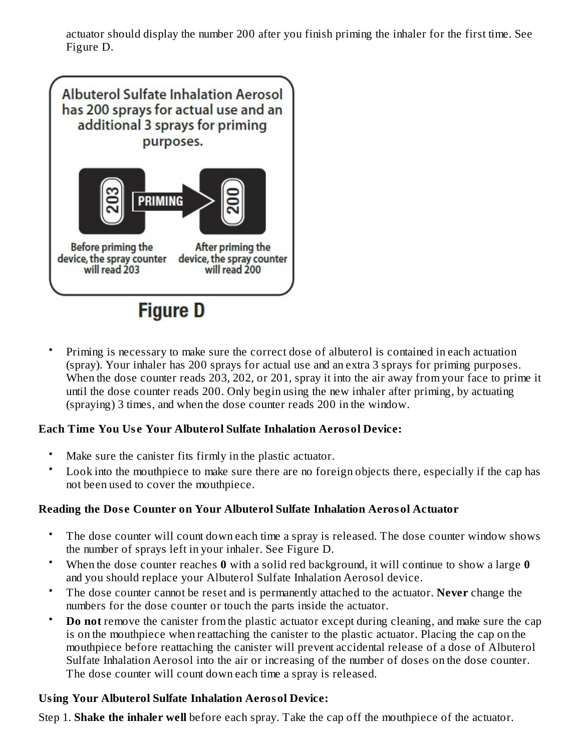actuator should display the number 200 after you finish priming the inhaler for the first time. See Figure D.

Albuterol Sulfate Inhalation Aerosol has 200 sprays for actual use and an additional 3 sprays for priming purposes.

203 → PRIMING → 200

Before priming the device, the spray counter will read 203

After priming the device, the spray counter will read 200

**Figure D**

- Priming is necessary to make sure the correct dose of albuterol is contained in each actuation (spray). Your inhaler has 200 sprays for actual use and an extra 3 sprays for priming purposes. When the dose counter reads 203, 202, or 201, spray it into the air away from your face to prime it until the dose counter reads 200. Only begin using the new inhaler after priming, by actuating (spraying) 3 times, and when the dose counter reads 200 in the window.

**Each Time You Use Your Albuterol Sulfate Inhalation Aerosol Device:**

- Make sure the canister fits firmly in the plastic actuator.
- Look into the mouthpiece to make sure there are no foreign objects there, especially if the cap has not been used to cover the mouthpiece.

**Reading the Dose Counter on Your Albuterol Sulfate Inhalation Aerosol Actuator**

- The dose counter will count down each time a spray is released. The dose counter window shows the number of sprays left in your inhaler. See Figure D.
- When the dose counter reaches **0** with a solid red background, it will continue to show a large **0** and you should replace your Albuterol Sulfate Inhalation Aerosol device.
- The dose counter cannot be reset and is permanently attached to the actuator. **Never** change the numbers for the dose counter or touch the parts inside the actuator.
- **Do not** remove the canister from the plastic actuator except during cleaning, and make sure the cap is on the mouthpiece when reattaching the canister to the plastic actuator. Placing the cap on the mouthpiece before reattaching the canister will prevent accidental release of a dose of Albuterol Sulfate Inhalation Aerosol into the air or increasing of the number of doses on the dose counter. The dose counter will count down each time a spray is released.

**Using Your Albuterol Sulfate Inhalation Aerosol Device:**

Step 1. **Shake the inhaler well** before each spray. Take the cap off the mouthpiece of the actuator.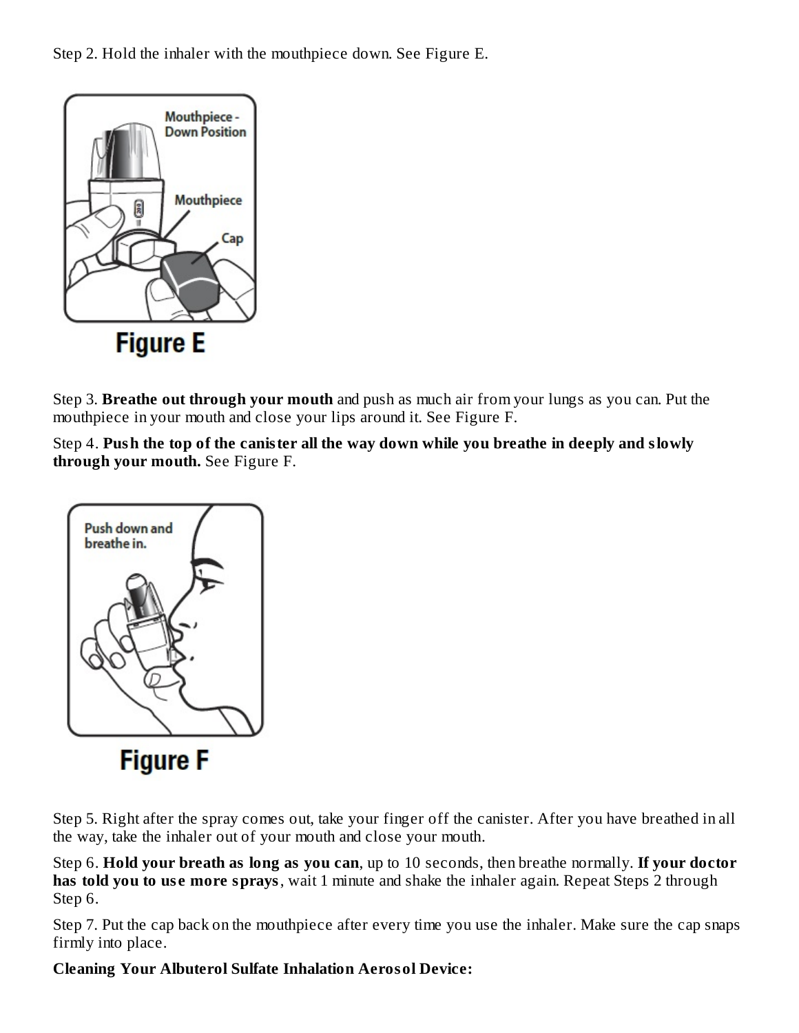Step 2. Hold the inhaler with the mouthpiece down. See Figure E.

Figure E

Step 3. **Breathe out through your mouth** and push as much air from your lungs as you can. Put the mouthpiece in your mouth and close your lips around it. See Figure F.

Step 4. **Push the top of the canister all the way down while you breathe in deeply and slowly through your mouth.** See Figure F.

Figure F

Step 5. Right after the spray comes out, take your finger off the canister. After you have breathed in all the way, take the inhaler out of your mouth and close your mouth.

Step 6. **Hold your breath as long as you can**, up to 10 seconds, then breathe normally. **If your doctor has told you to use more sprays**, wait 1 minute and shake the inhaler again. Repeat Steps 2 through Step 6.

Step 7. Put the cap back on the mouthpiece after every time you use the inhaler. Make sure the cap snaps firmly into place.

**Cleaning Your Albuterol Sulfate Inhalation Aerosol Device:**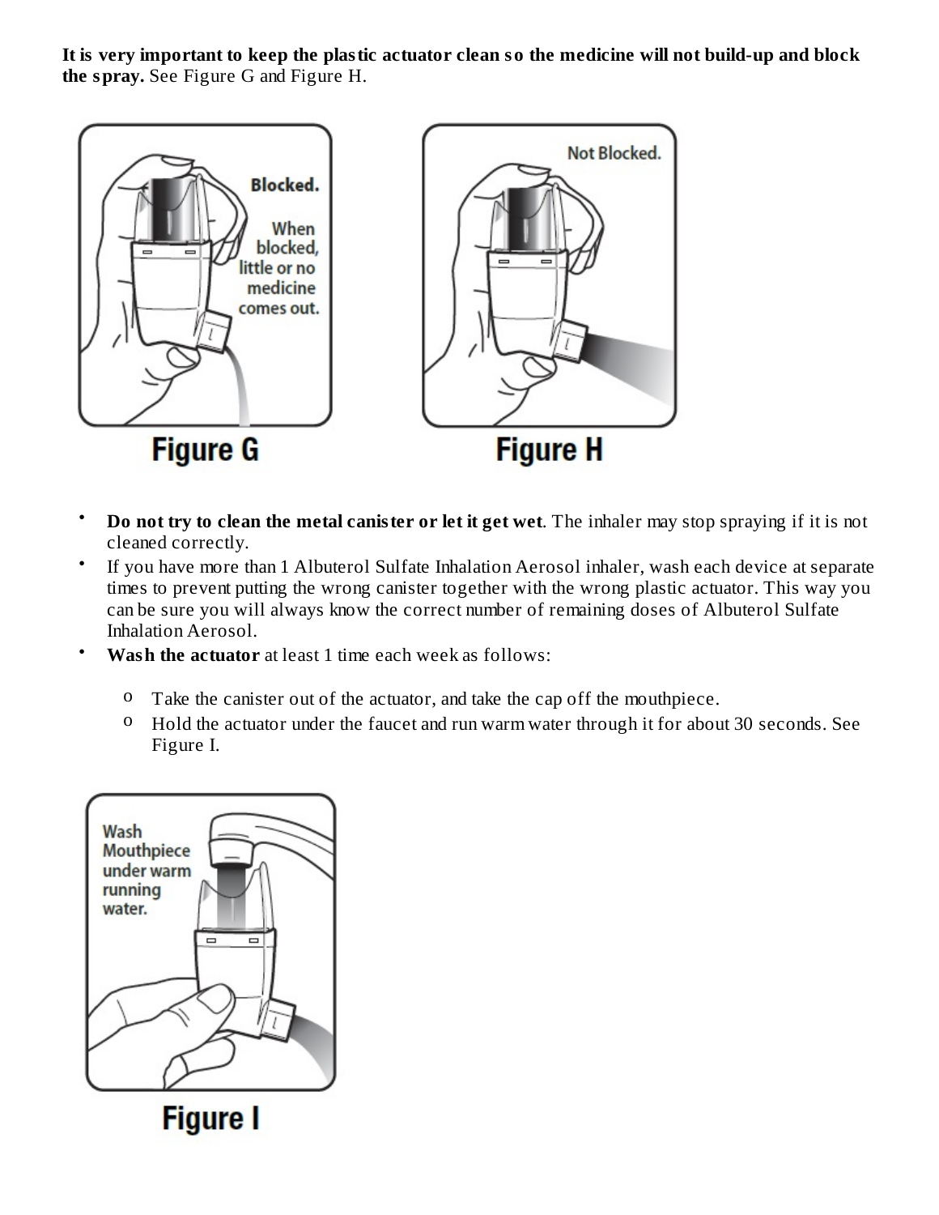**It is very important to keep the plastic actuator clean so the medicine will not build-up and block the spray.** See Figure G and Figure H.

Figure G

Figure H

- **Do not try to clean the metal canister or let it get wet**. The inhaler may stop spraying if it is not cleaned correctly.
- If you have more than 1 Albuterol Sulfate Inhalation Aerosol inhaler, wash each device at separate times to prevent putting the wrong canister together with the wrong plastic actuator. This way you can be sure you will always know the correct number of remaining doses of Albuterol Sulfate Inhalation Aerosol.
- **Wash the actuator** at least 1 time each week as follows:
  - Take the canister out of the actuator, and take the cap off the mouthpiece.
  - Hold the actuator under the faucet and run warm water through it for about 30 seconds. See Figure I.

Figure I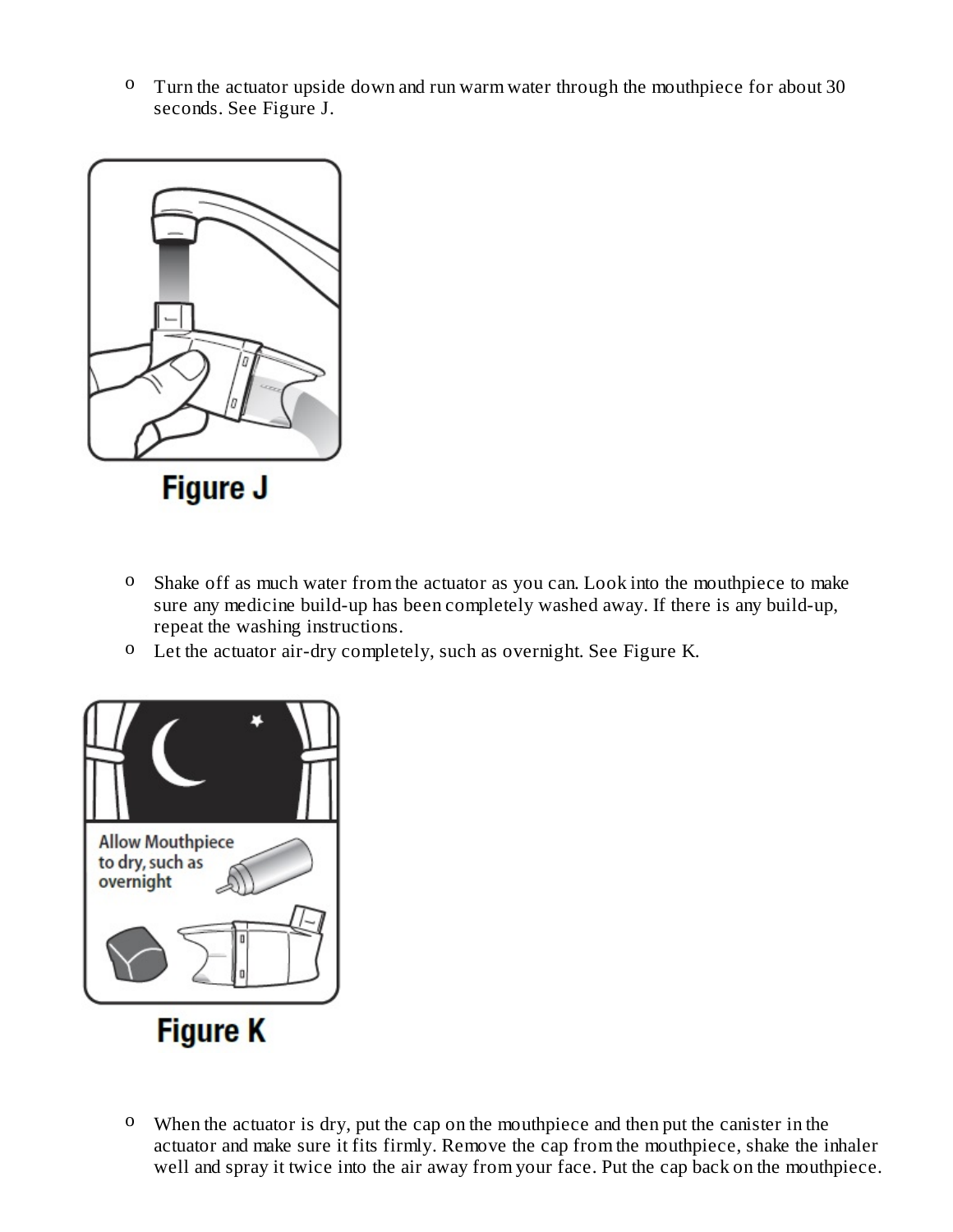- Turn the actuator upside down and run warm water through the mouthpiece for about 30 seconds. See Figure J.

Figure J

- Shake off as much water from the actuator as you can. Look into the mouthpiece to make sure any medicine build-up has been completely washed away. If there is any build-up, repeat the washing instructions.
- Let the actuator air-dry completely, such as overnight. See Figure K.

Allow Mouthpiece to dry, such as overnight

Figure K

- When the actuator is dry, put the cap on the mouthpiece and then put the canister in the actuator and make sure it fits firmly. Remove the cap from the mouthpiece, shake the inhaler well and spray it twice into the air away from your face. Put the cap back on the mouthpiece.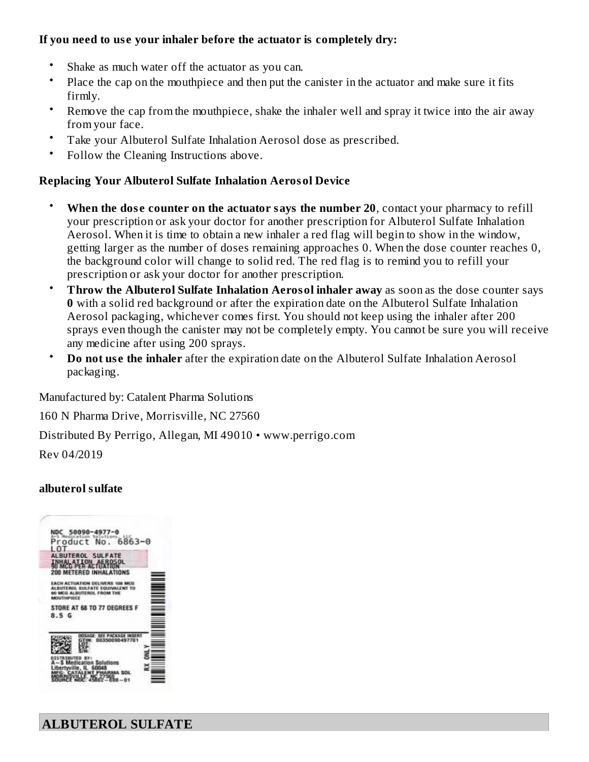**If you need to use your inhaler before the actuator is completely dry:**

- Shake as much water off the actuator as you can.
- Place the cap on the mouthpiece and then put the canister in the actuator and make sure it fits firmly.
- Remove the cap from the mouthpiece, shake the inhaler well and spray it twice into the air away from your face.
- Take your Albuterol Sulfate Inhalation Aerosol dose as prescribed.
- Follow the Cleaning Instructions above.

**Replacing Your Albuterol Sulfate Inhalation Aerosol Device**

- **When the dose counter on the actuator says the number 20**, contact your pharmacy to refill your prescription or ask your doctor for another prescription for Albuterol Sulfate Inhalation Aerosol. When it is time to obtain a new inhaler a red flag will begin to show in the window, getting larger as the number of doses remaining approaches 0. When the dose counter reaches 0, the background color will change to solid red. The red flag is to remind you to refill your prescription or ask your doctor for another prescription.
- **Throw the Albuterol Sulfate Inhalation Aerosol inhaler away** as soon as the dose counter says **0** with a solid red background or after the expiration date on the Albuterol Sulfate Inhalation Aerosol packaging, whichever comes first. You should not keep using the inhaler after 200 sprays even though the canister may not be completely empty. You cannot be sure you will receive any medicine after using 200 sprays.
- **Do not use the inhaler** after the expiration date on the Albuterol Sulfate Inhalation Aerosol packaging.

Manufactured by: Catalent Pharma Solutions

160 N Pharma Drive, Morrisville, NC 27560

Distributed By Perrigo, Allegan, MI 49010 • www.perrigo.com

Rev 04/2019

**albuterol sulfate**

NDC 50090-4977-0
A-S Medication Solutions, LLC
Product No. 6863-0
LOT
ALBUTEROL SULFATE
INHALATION AEROSOL
90 MCG PER ACTUATION
200 METERED INHALATIONS

EACH ACTUATION DELIVERS 108 MCG ALBUTEROL SULFATE EQUIVALENT TO 90 MCG ALBUTEROL FROM THE MOUTHPIECE

STORE AT 68 TO 77 DEGREES F
8.5 G

DOSAGE: SEE PACKAGE INSERT
GTIN: 00350090497701
LOT:
EXP:
S/N:

DISTRIBUTED BY:
A-S Medication Solutions
Libertyville, IL 60048
MFG: CATALENT PHARMA SOL
MORRISVILLE, NC 27560
SOURCE NDC: 45802-088-01

RX ONLY

## ALBUTEROL SULFATE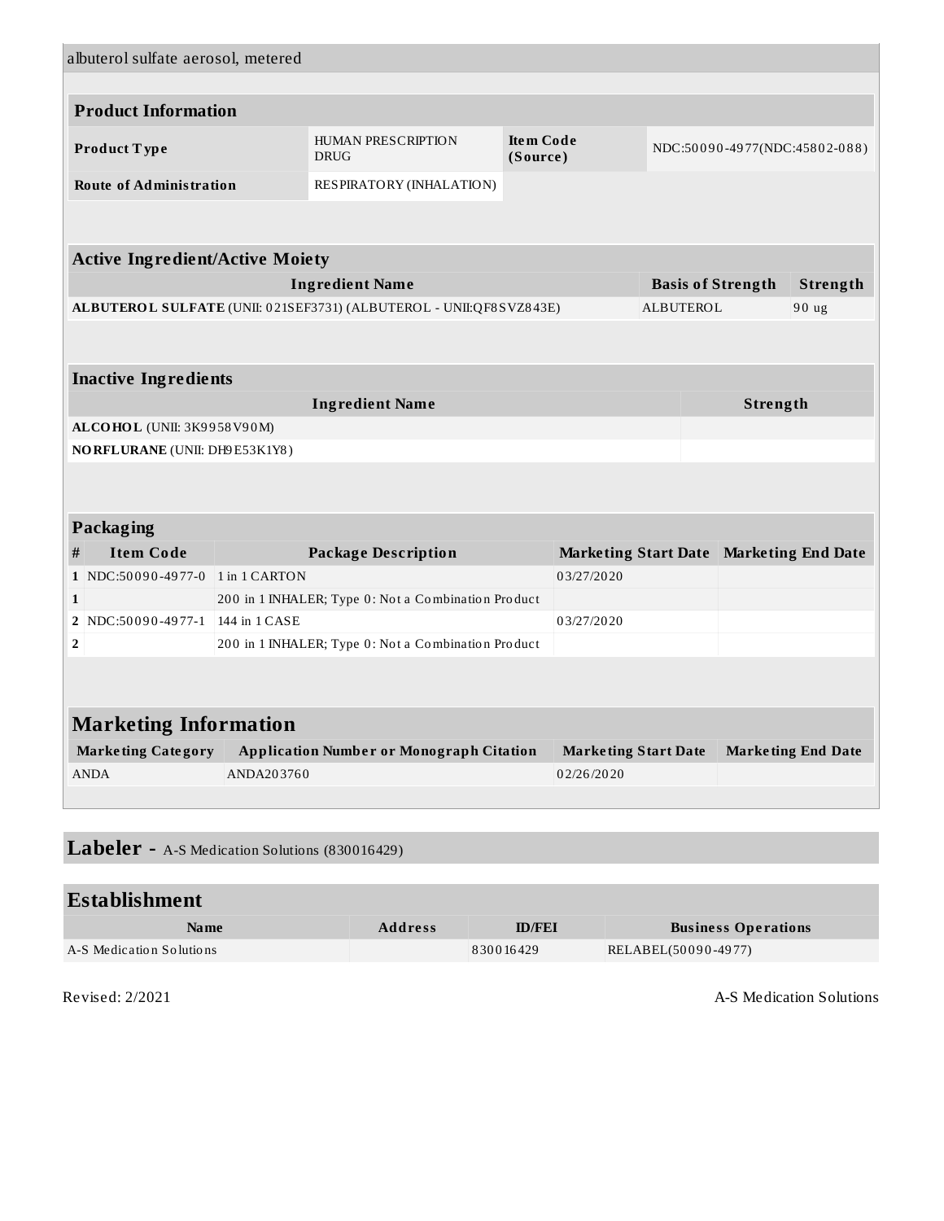albuterol sulfate aerosol, metered

| Product Information | | | |
|---|---|---|---|
| **Product Type** | HUMAN PRESCRIPTION DRUG | **Item Code (Source)** | NDC:50090-4977(NDC:45802-088) |
| **Route of Administration** | RESPIRATORY (INHALATION) | | |

| Active Ingredient/Active Moiety | | |
|---|---|---|
| **Ingredient Name** | **Basis of Strength** | **Strength** |
| **ALBUTEROL SULFATE** (UNII: 021SEF3731) (ALBUTEROL - UNII:QF8SVZ843E) | ALBUTEROL | 90 ug |

| Inactive Ingredients | |
|---|---|
| **Ingredient Name** | **Strength** |
| **ALCOHOL** (UNII: 3K9958V90M) | |
| **NORFLURANE** (UNII: DH9E53K1Y8) | |

| Packaging | | | | |
|---|---|---|---|---|
| **#** | **Item Code** | **Package Description** | **Marketing Start Date** | **Marketing End Date** |
| 1 | NDC:50090-4977-0 | 1 in 1 CARTON | 03/27/2020 | |
| 1 | | 200 in 1 INHALER; Type 0: Not a Combination Product | | |
| 2 | NDC:50090-4977-1 | 144 in 1 CASE | 03/27/2020 | |
| 2 | | 200 in 1 INHALER; Type 0: Not a Combination Product | | |

| Marketing Information | | | |
|---|---|---|---|
| **Marketing Category** | **Application Number or Monograph Citation** | **Marketing Start Date** | **Marketing End Date** |
| ANDA | ANDA203760 | 02/26/2020 | |

## Labeler - A-S Medication Solutions (830016429)

| Establishment | | | |
|---|---|---|---|
| **Name** | **Address** | **ID/FEI** | **Business Operations** |
| A-S Medication Solutions | | 830016429 | RELABEL(50090-4977) |

Revised: 2/2021

A-S Medication Solutions